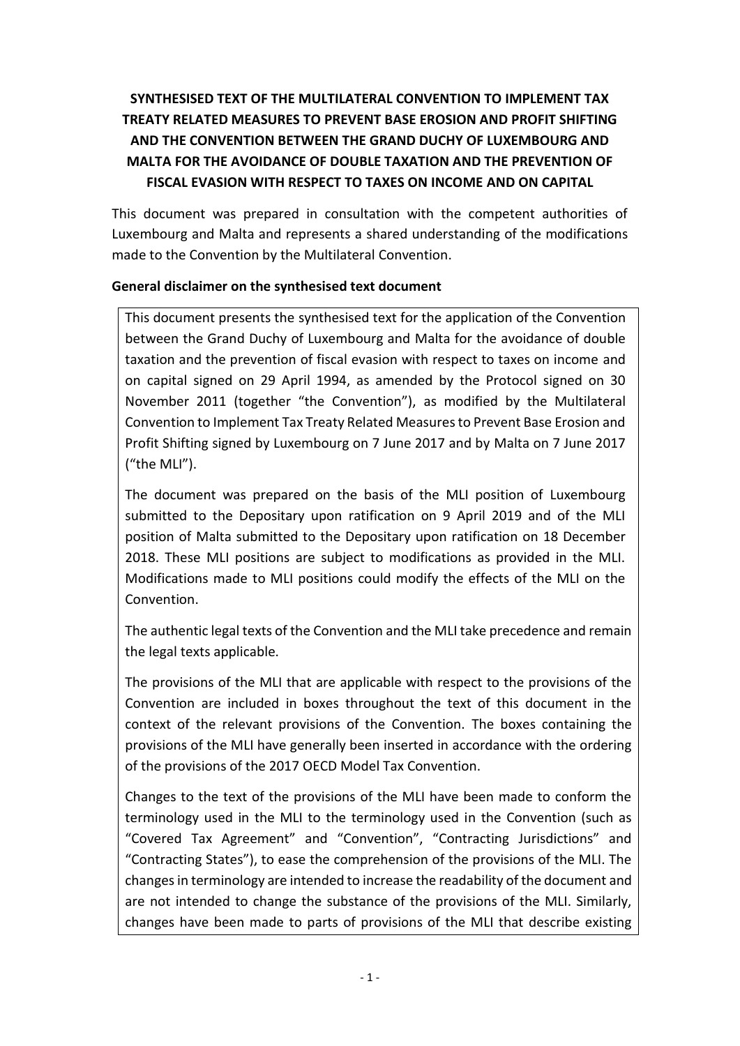# SYNTHESISED TEXT OF THE MULTILATERAL CONVENTION TO IMPLEMENT TAX TREATY RELATED MEASURES TO PREVENT BASE EROSION AND PROFIT SHIFTING AND THE CONVENTION BETWEEN THE GRAND DUCHY OF LUXEMBOURG AND MALTA FOR THE AVOIDANCE OF DOUBLE TAXATION AND THE PREVENTION OF FISCAL EVASION WITH RESPECT TO TAXES ON INCOME AND ON CAPITAL

This document was prepared in consultation with the competent authorities of Luxembourg and Malta and represents a shared understanding of the modifications made to the Convention by the Multilateral Convention.

**General disclaimer on the synthesised text document**

This document presents the synthesised text for the application of the Convention between the Grand Duchy of Luxembourg and Malta for the avoidance of double taxation and the prevention of fiscal evasion with respect to taxes on income and on capital signed on 29 April 1994, as amended by the Protocol signed on 30 November 2011 (together "the Convention"), as modified by the Multilateral Convention to Implement Tax Treaty Related Measures to Prevent Base Erosion and Profit Shifting signed by Luxembourg on 7 June 2017 and by Malta on 7 June 2017 ("the MLI").

The document was prepared on the basis of the MLI position of Luxembourg submitted to the Depositary upon ratification on 9 April 2019 and of the MLI position of Malta submitted to the Depositary upon ratification on 18 December 2018. These MLI positions are subject to modifications as provided in the MLI. Modifications made to MLI positions could modify the effects of the MLI on the Convention.

The authentic legal texts of the Convention and the MLI take precedence and remain the legal texts applicable.

The provisions of the MLI that are applicable with respect to the provisions of the Convention are included in boxes throughout the text of this document in the context of the relevant provisions of the Convention. The boxes containing the provisions of the MLI have generally been inserted in accordance with the ordering of the provisions of the 2017 OECD Model Tax Convention.

Changes to the text of the provisions of the MLI have been made to conform the terminology used in the MLI to the terminology used in the Convention (such as "Covered Tax Agreement" and "Convention", "Contracting Jurisdictions" and "Contracting States"), to ease the comprehension of the provisions of the MLI. The changes in terminology are intended to increase the readability of the document and are not intended to change the substance of the provisions of the MLI. Similarly, changes have been made to parts of provisions of the MLI that describe existing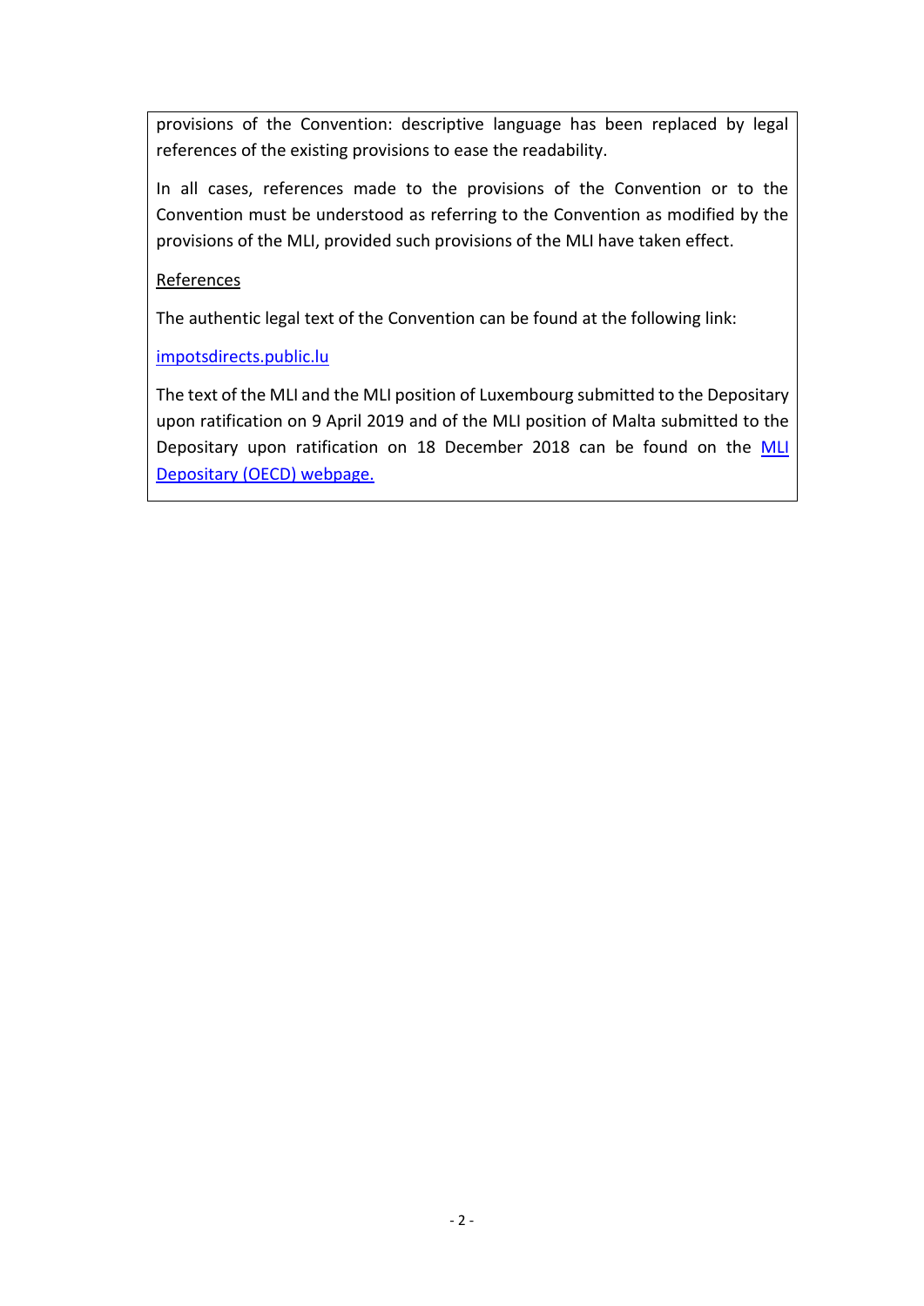provisions of the Convention: descriptive language has been replaced by legal references of the existing provisions to ease the readability.

In all cases, references made to the provisions of the Convention or to the Convention must be understood as referring to the Convention as modified by the provisions of the MLI, provided such provisions of the MLI have taken effect.

References

The authentic legal text of the Convention can be found at the following link:

[impotsdirects.public.lu](impotsdirects.public.lu)

The text of the MLI and the MLI position of Luxembourg submitted to the Depositary upon ratification on 9 April 2019 and of the MLI position of Malta submitted to the Depositary upon ratification on 18 December 2018 can be found on the MLI Depositary (OECD) webpage.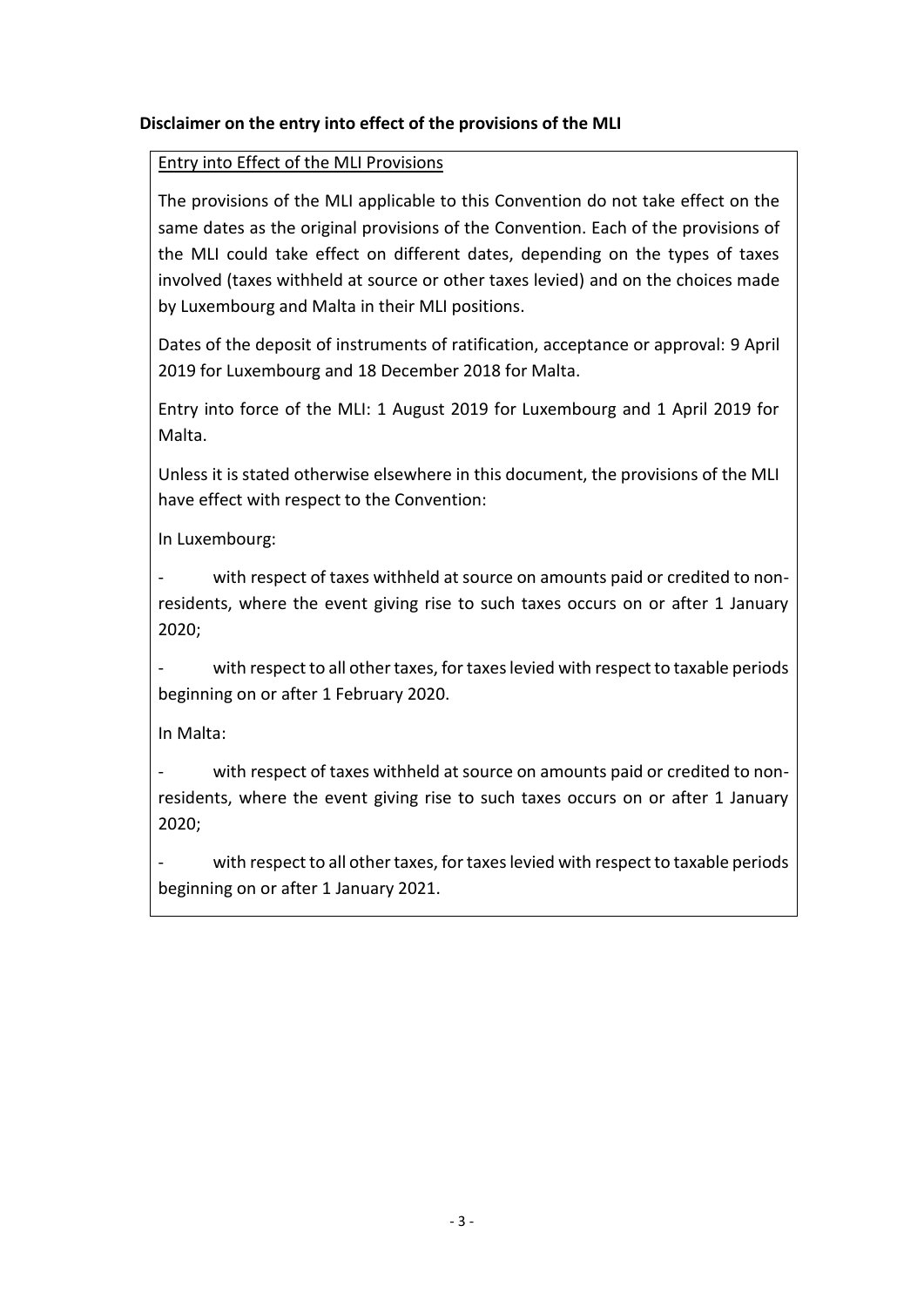**Disclaimer on the entry into effect of the provisions of the MLI**

Entry into Effect of the MLI Provisions

The provisions of the MLI applicable to this Convention do not take effect on the same dates as the original provisions of the Convention. Each of the provisions of the MLI could take effect on different dates, depending on the types of taxes involved (taxes withheld at source or other taxes levied) and on the choices made by Luxembourg and Malta in their MLI positions.

Dates of the deposit of instruments of ratification, acceptance or approval: 9 April 2019 for Luxembourg and 18 December 2018 for Malta.

Entry into force of the MLI: 1 August 2019 for Luxembourg and 1 April 2019 for Malta.

Unless it is stated otherwise elsewhere in this document, the provisions of the MLI have effect with respect to the Convention:

In Luxembourg:

- with respect of taxes withheld at source on amounts paid or credited to non-residents, where the event giving rise to such taxes occurs on or after 1 January 2020;
- with respect to all other taxes, for taxes levied with respect to taxable periods beginning on or after 1 February 2020.

In Malta:

- with respect of taxes withheld at source on amounts paid or credited to non-residents, where the event giving rise to such taxes occurs on or after 1 January 2020;
- with respect to all other taxes, for taxes levied with respect to taxable periods beginning on or after 1 January 2021.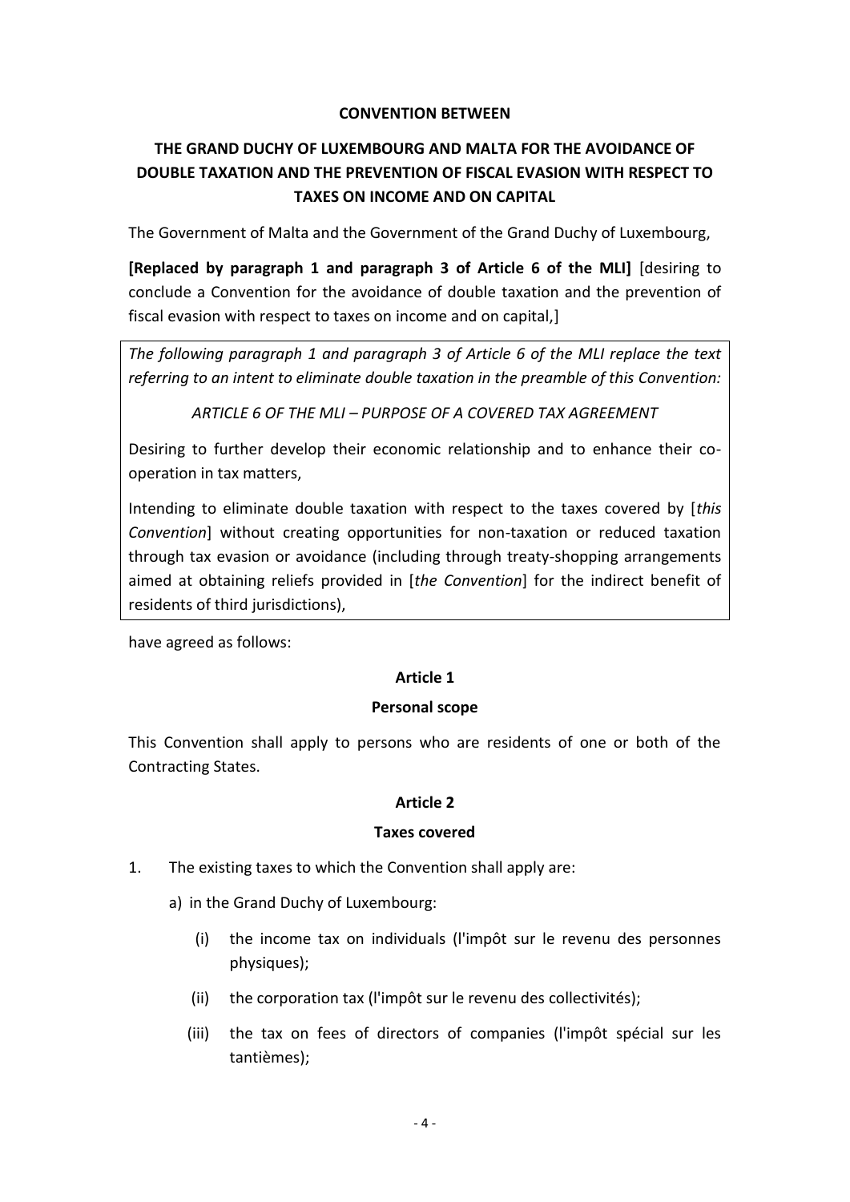**CONVENTION BETWEEN**

**THE GRAND DUCHY OF LUXEMBOURG AND MALTA FOR THE AVOIDANCE OF DOUBLE TAXATION AND THE PREVENTION OF FISCAL EVASION WITH RESPECT TO TAXES ON INCOME AND ON CAPITAL**

The Government of Malta and the Government of the Grand Duchy of Luxembourg,

**[Replaced by paragraph 1 and paragraph 3 of Article 6 of the MLI]** [desiring to conclude a Convention for the avoidance of double taxation and the prevention of fiscal evasion with respect to taxes on income and on capital,]

> *The following paragraph 1 and paragraph 3 of Article 6 of the MLI replace the text referring to an intent to eliminate double taxation in the preamble of this Convention:*
>
> *ARTICLE 6 OF THE MLI – PURPOSE OF A COVERED TAX AGREEMENT*
>
> Desiring to further develop their economic relationship and to enhance their co-operation in tax matters,
>
> Intending to eliminate double taxation with respect to the taxes covered by [*this Convention*] without creating opportunities for non-taxation or reduced taxation through tax evasion or avoidance (including through treaty-shopping arrangements aimed at obtaining reliefs provided in [*the Convention*] for the indirect benefit of residents of third jurisdictions),

have agreed as follows:

**Article 1**

**Personal scope**

This Convention shall apply to persons who are residents of one or both of the Contracting States.

**Article 2**

**Taxes covered**

1. The existing taxes to which the Convention shall apply are:

   a) in the Grand Duchy of Luxembourg:

      (i) the income tax on individuals (l'impôt sur le revenu des personnes physiques);

      (ii) the corporation tax (l'impôt sur le revenu des collectivités);

      (iii) the tax on fees of directors of companies (l'impôt spécial sur les tantièmes);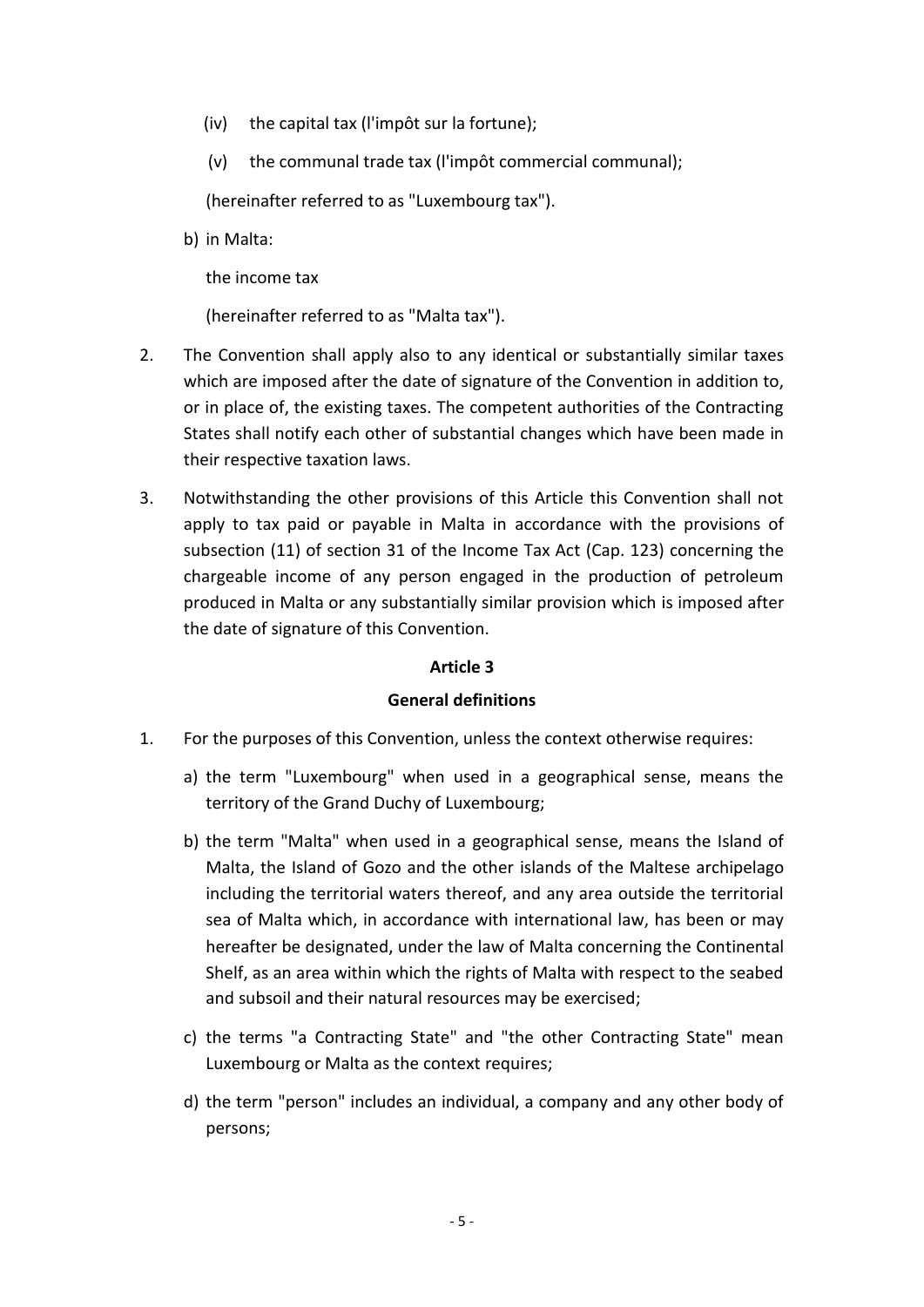(iv) the capital tax (l'impôt sur la fortune);

(v) the communal trade tax (l'impôt commercial communal);

(hereinafter referred to as "Luxembourg tax").

b) in Malta:

the income tax

(hereinafter referred to as "Malta tax").

2. The Convention shall apply also to any identical or substantially similar taxes which are imposed after the date of signature of the Convention in addition to, or in place of, the existing taxes. The competent authorities of the Contracting States shall notify each other of substantial changes which have been made in their respective taxation laws.

3. Notwithstanding the other provisions of this Article this Convention shall not apply to tax paid or payable in Malta in accordance with the provisions of subsection (11) of section 31 of the Income Tax Act (Cap. 123) concerning the chargeable income of any person engaged in the production of petroleum produced in Malta or any substantially similar provision which is imposed after the date of signature of this Convention.

**Article 3**

**General definitions**

1. For the purposes of this Convention, unless the context otherwise requires:

   a) the term "Luxembourg" when used in a geographical sense, means the territory of the Grand Duchy of Luxembourg;

   b) the term "Malta" when used in a geographical sense, means the Island of Malta, the Island of Gozo and the other islands of the Maltese archipelago including the territorial waters thereof, and any area outside the territorial sea of Malta which, in accordance with international law, has been or may hereafter be designated, under the law of Malta concerning the Continental Shelf, as an area within which the rights of Malta with respect to the seabed and subsoil and their natural resources may be exercised;

   c) the terms "a Contracting State" and "the other Contracting State" mean Luxembourg or Malta as the context requires;

   d) the term "person" includes an individual, a company and any other body of persons;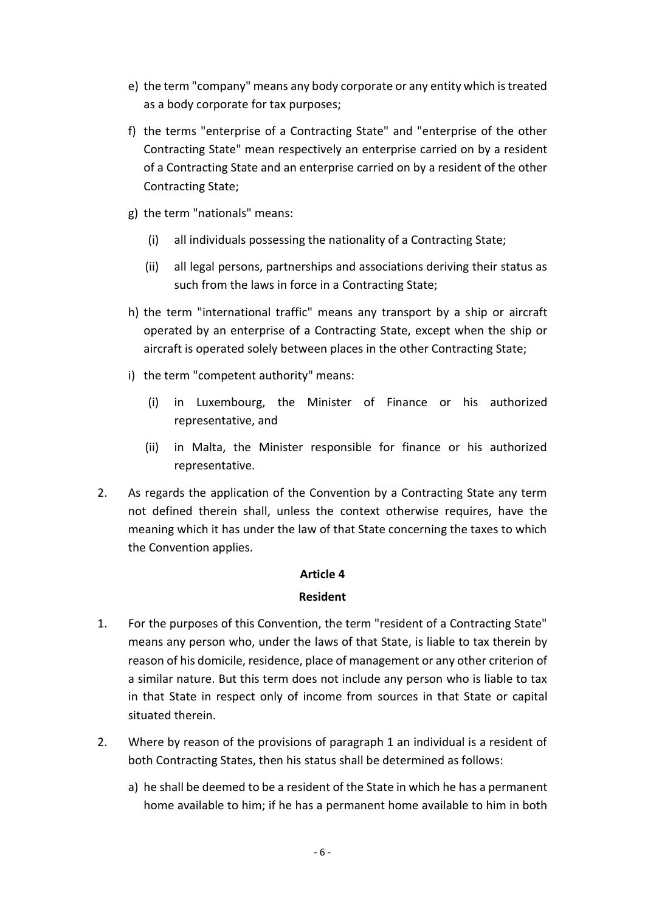e) the term "company" means any body corporate or any entity which is treated as a body corporate for tax purposes;

f) the terms "enterprise of a Contracting State" and "enterprise of the other Contracting State" mean respectively an enterprise carried on by a resident of a Contracting State and an enterprise carried on by a resident of the other Contracting State;

g) the term "nationals" means:

   (i) all individuals possessing the nationality of a Contracting State;

   (ii) all legal persons, partnerships and associations deriving their status as such from the laws in force in a Contracting State;

h) the term "international traffic" means any transport by a ship or aircraft operated by an enterprise of a Contracting State, except when the ship or aircraft is operated solely between places in the other Contracting State;

i) the term "competent authority" means:

   (i) in Luxembourg, the Minister of Finance or his authorized representative, and

   (ii) in Malta, the Minister responsible for finance or his authorized representative.

2. As regards the application of the Convention by a Contracting State any term not defined therein shall, unless the context otherwise requires, have the meaning which it has under the law of that State concerning the taxes to which the Convention applies.

## Article 4

## Resident

1. For the purposes of this Convention, the term "resident of a Contracting State" means any person who, under the laws of that State, is liable to tax therein by reason of his domicile, residence, place of management or any other criterion of a similar nature. But this term does not include any person who is liable to tax in that State in respect only of income from sources in that State or capital situated therein.

2. Where by reason of the provisions of paragraph 1 an individual is a resident of both Contracting States, then his status shall be determined as follows:

   a) he shall be deemed to be a resident of the State in which he has a permanent home available to him; if he has a permanent home available to him in both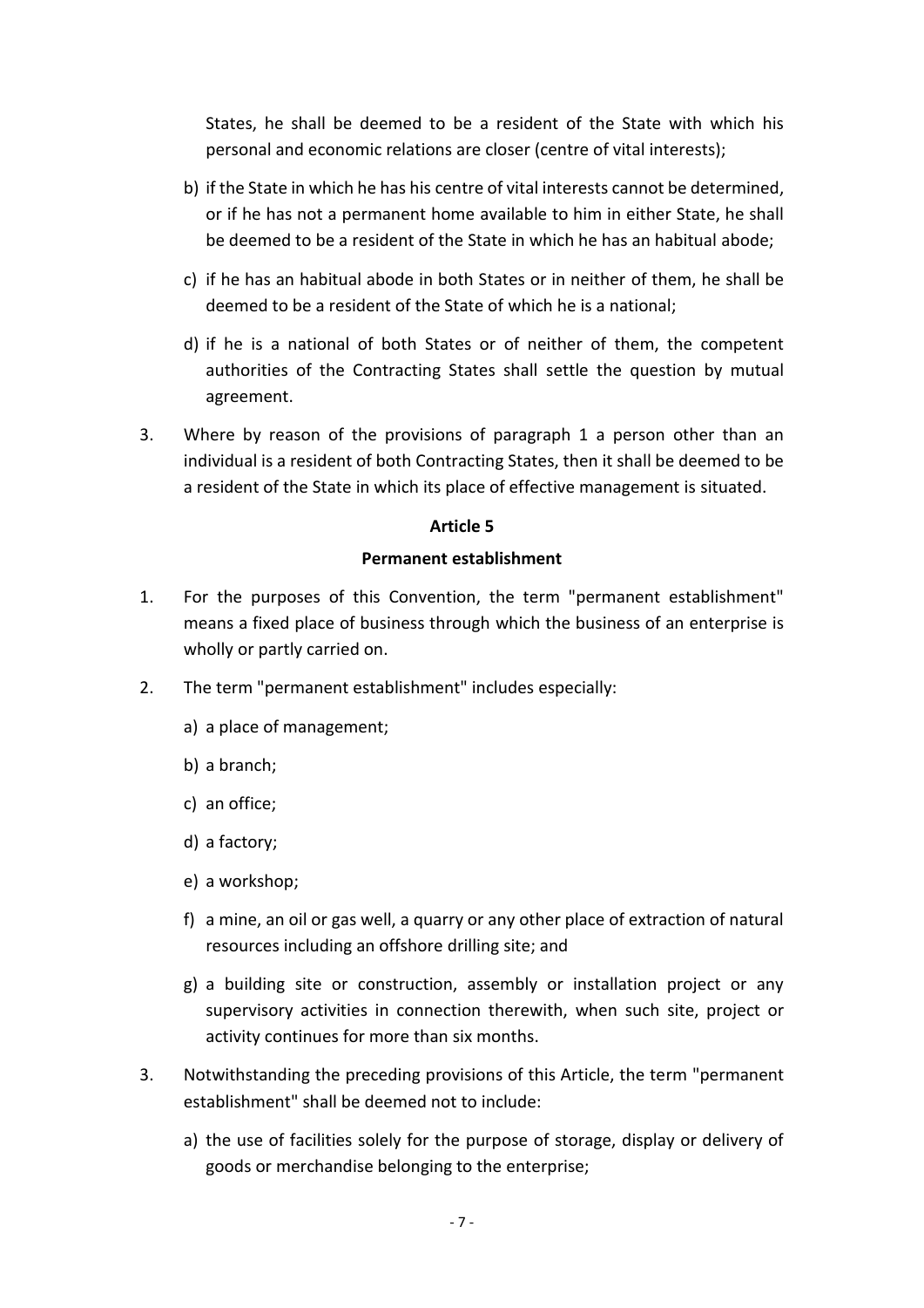States, he shall be deemed to be a resident of the State with which his personal and economic relations are closer (centre of vital interests);

b) if the State in which he has his centre of vital interests cannot be determined, or if he has not a permanent home available to him in either State, he shall be deemed to be a resident of the State in which he has an habitual abode;

c) if he has an habitual abode in both States or in neither of them, he shall be deemed to be a resident of the State of which he is a national;

d) if he is a national of both States or of neither of them, the competent authorities of the Contracting States shall settle the question by mutual agreement.

3. Where by reason of the provisions of paragraph 1 a person other than an individual is a resident of both Contracting States, then it shall be deemed to be a resident of the State in which its place of effective management is situated.

**Article 5**

**Permanent establishment**

1. For the purposes of this Convention, the term "permanent establishment" means a fixed place of business through which the business of an enterprise is wholly or partly carried on.

2. The term "permanent establishment" includes especially:

   a) a place of management;

   b) a branch;

   c) an office;

   d) a factory;

   e) a workshop;

   f) a mine, an oil or gas well, a quarry or any other place of extraction of natural resources including an offshore drilling site; and

   g) a building site or construction, assembly or installation project or any supervisory activities in connection therewith, when such site, project or activity continues for more than six months.

3. Notwithstanding the preceding provisions of this Article, the term "permanent establishment" shall be deemed not to include:

   a) the use of facilities solely for the purpose of storage, display or delivery of goods or merchandise belonging to the enterprise;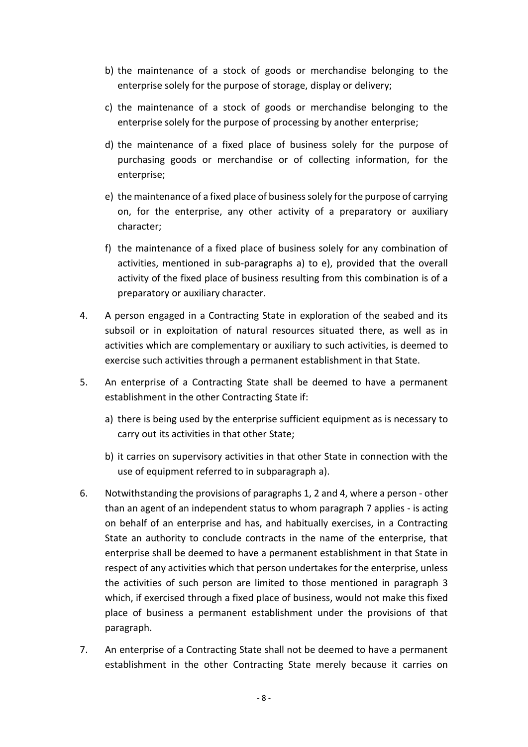b) the maintenance of a stock of goods or merchandise belonging to the enterprise solely for the purpose of storage, display or delivery;

c) the maintenance of a stock of goods or merchandise belonging to the enterprise solely for the purpose of processing by another enterprise;

d) the maintenance of a fixed place of business solely for the purpose of purchasing goods or merchandise or of collecting information, for the enterprise;

e) the maintenance of a fixed place of business solely for the purpose of carrying on, for the enterprise, any other activity of a preparatory or auxiliary character;

f) the maintenance of a fixed place of business solely for any combination of activities, mentioned in sub-paragraphs a) to e), provided that the overall activity of the fixed place of business resulting from this combination is of a preparatory or auxiliary character.

4. A person engaged in a Contracting State in exploration of the seabed and its subsoil or in exploitation of natural resources situated there, as well as in activities which are complementary or auxiliary to such activities, is deemed to exercise such activities through a permanent establishment in that State.

5. An enterprise of a Contracting State shall be deemed to have a permanent establishment in the other Contracting State if:

   a) there is being used by the enterprise sufficient equipment as is necessary to carry out its activities in that other State;

   b) it carries on supervisory activities in that other State in connection with the use of equipment referred to in subparagraph a).

6. Notwithstanding the provisions of paragraphs 1, 2 and 4, where a person - other than an agent of an independent status to whom paragraph 7 applies - is acting on behalf of an enterprise and has, and habitually exercises, in a Contracting State an authority to conclude contracts in the name of the enterprise, that enterprise shall be deemed to have a permanent establishment in that State in respect of any activities which that person undertakes for the enterprise, unless the activities of such person are limited to those mentioned in paragraph 3 which, if exercised through a fixed place of business, would not make this fixed place of business a permanent establishment under the provisions of that paragraph.

7. An enterprise of a Contracting State shall not be deemed to have a permanent establishment in the other Contracting State merely because it carries on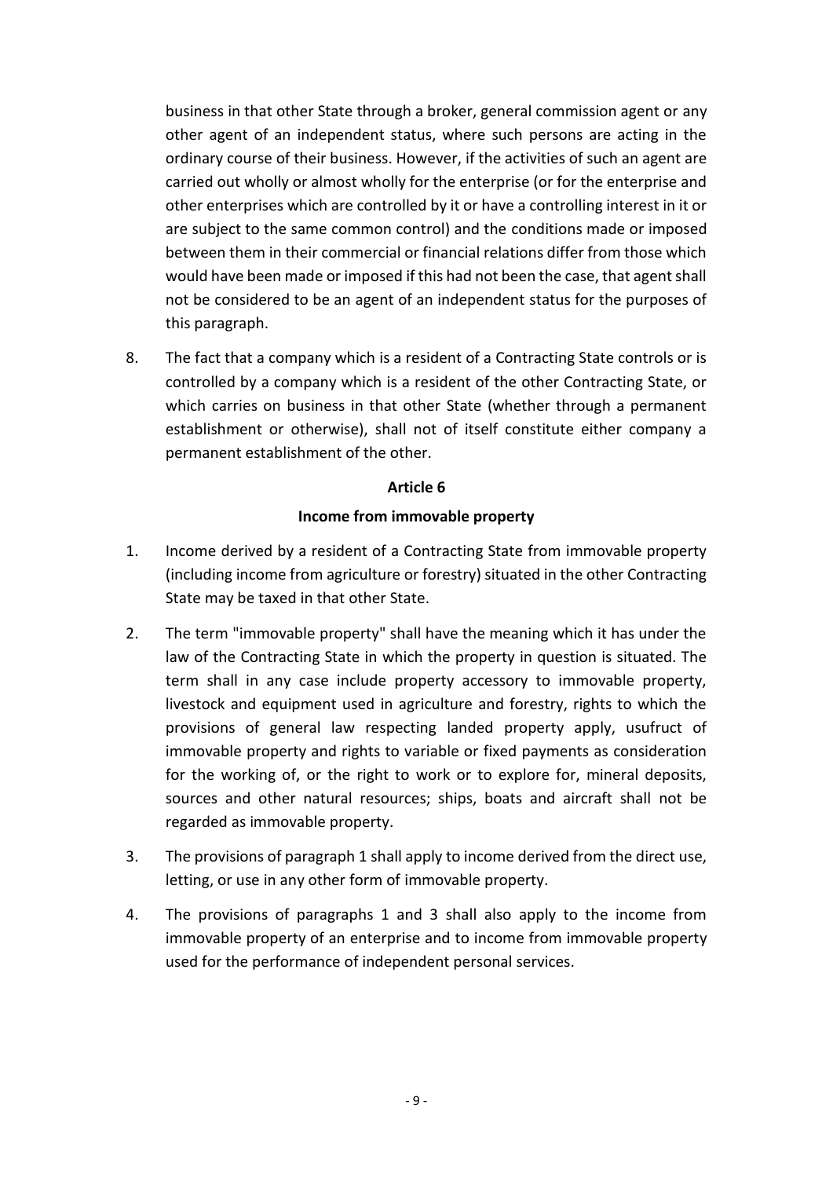business in that other State through a broker, general commission agent or any other agent of an independent status, where such persons are acting in the ordinary course of their business. However, if the activities of such an agent are carried out wholly or almost wholly for the enterprise (or for the enterprise and other enterprises which are controlled by it or have a controlling interest in it or are subject to the same common control) and the conditions made or imposed between them in their commercial or financial relations differ from those which would have been made or imposed if this had not been the case, that agent shall not be considered to be an agent of an independent status for the purposes of this paragraph.

8. The fact that a company which is a resident of a Contracting State controls or is controlled by a company which is a resident of the other Contracting State, or which carries on business in that other State (whether through a permanent establishment or otherwise), shall not of itself constitute either company a permanent establishment of the other.

## Article 6

### Income from immovable property

1. Income derived by a resident of a Contracting State from immovable property (including income from agriculture or forestry) situated in the other Contracting State may be taxed in that other State.

2. The term "immovable property" shall have the meaning which it has under the law of the Contracting State in which the property in question is situated. The term shall in any case include property accessory to immovable property, livestock and equipment used in agriculture and forestry, rights to which the provisions of general law respecting landed property apply, usufruct of immovable property and rights to variable or fixed payments as consideration for the working of, or the right to work or to explore for, mineral deposits, sources and other natural resources; ships, boats and aircraft shall not be regarded as immovable property.

3. The provisions of paragraph 1 shall apply to income derived from the direct use, letting, or use in any other form of immovable property.

4. The provisions of paragraphs 1 and 3 shall also apply to the income from immovable property of an enterprise and to income from immovable property used for the performance of independent personal services.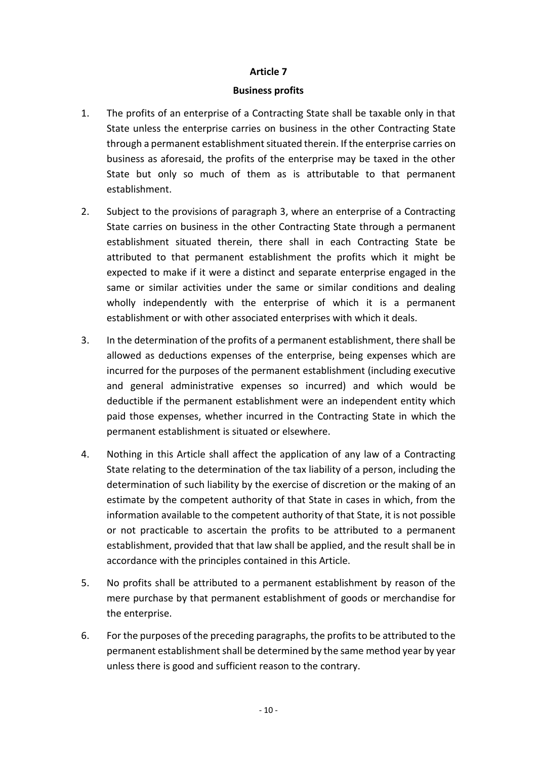## Article 7

### Business profits

1. The profits of an enterprise of a Contracting State shall be taxable only in that State unless the enterprise carries on business in the other Contracting State through a permanent establishment situated therein. If the enterprise carries on business as aforesaid, the profits of the enterprise may be taxed in the other State but only so much of them as is attributable to that permanent establishment.

2. Subject to the provisions of paragraph 3, where an enterprise of a Contracting State carries on business in the other Contracting State through a permanent establishment situated therein, there shall in each Contracting State be attributed to that permanent establishment the profits which it might be expected to make if it were a distinct and separate enterprise engaged in the same or similar activities under the same or similar conditions and dealing wholly independently with the enterprise of which it is a permanent establishment or with other associated enterprises with which it deals.

3. In the determination of the profits of a permanent establishment, there shall be allowed as deductions expenses of the enterprise, being expenses which are incurred for the purposes of the permanent establishment (including executive and general administrative expenses so incurred) and which would be deductible if the permanent establishment were an independent entity which paid those expenses, whether incurred in the Contracting State in which the permanent establishment is situated or elsewhere.

4. Nothing in this Article shall affect the application of any law of a Contracting State relating to the determination of the tax liability of a person, including the determination of such liability by the exercise of discretion or the making of an estimate by the competent authority of that State in cases in which, from the information available to the competent authority of that State, it is not possible or not practicable to ascertain the profits to be attributed to a permanent establishment, provided that that law shall be applied, and the result shall be in accordance with the principles contained in this Article.

5. No profits shall be attributed to a permanent establishment by reason of the mere purchase by that permanent establishment of goods or merchandise for the enterprise.

6. For the purposes of the preceding paragraphs, the profits to be attributed to the permanent establishment shall be determined by the same method year by year unless there is good and sufficient reason to the contrary.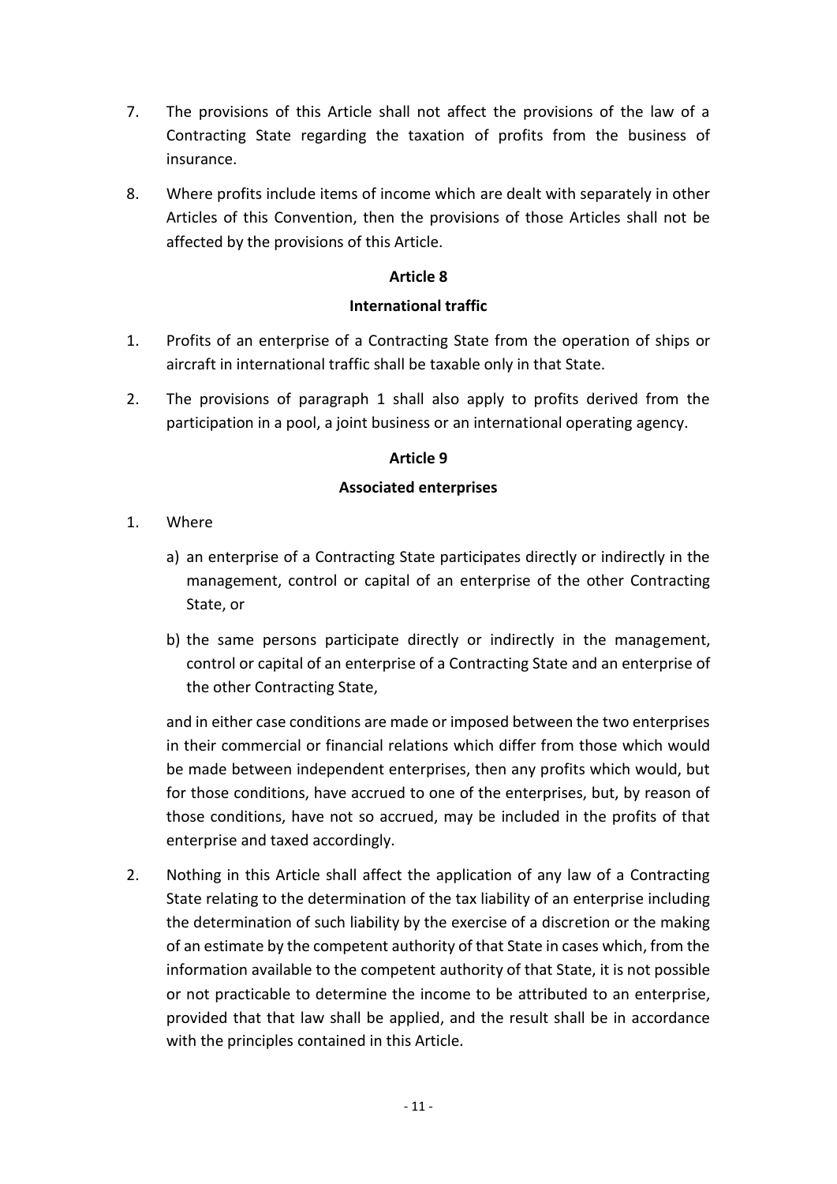7. The provisions of this Article shall not affect the provisions of the law of a Contracting State regarding the taxation of profits from the business of insurance.

8. Where profits include items of income which are dealt with separately in other Articles of this Convention, then the provisions of those Articles shall not be affected by the provisions of this Article.

### Article 8

### International traffic

1. Profits of an enterprise of a Contracting State from the operation of ships or aircraft in international traffic shall be taxable only in that State.

2. The provisions of paragraph 1 shall also apply to profits derived from the participation in a pool, a joint business or an international operating agency.

### Article 9

### Associated enterprises

1. Where

   a) an enterprise of a Contracting State participates directly or indirectly in the management, control or capital of an enterprise of the other Contracting State, or

   b) the same persons participate directly or indirectly in the management, control or capital of an enterprise of a Contracting State and an enterprise of the other Contracting State,

   and in either case conditions are made or imposed between the two enterprises in their commercial or financial relations which differ from those which would be made between independent enterprises, then any profits which would, but for those conditions, have accrued to one of the enterprises, but, by reason of those conditions, have not so accrued, may be included in the profits of that enterprise and taxed accordingly.

2. Nothing in this Article shall affect the application of any law of a Contracting State relating to the determination of the tax liability of an enterprise including the determination of such liability by the exercise of a discretion or the making of an estimate by the competent authority of that State in cases which, from the information available to the competent authority of that State, it is not possible or not practicable to determine the income to be attributed to an enterprise, provided that that law shall be applied, and the result shall be in accordance with the principles contained in this Article.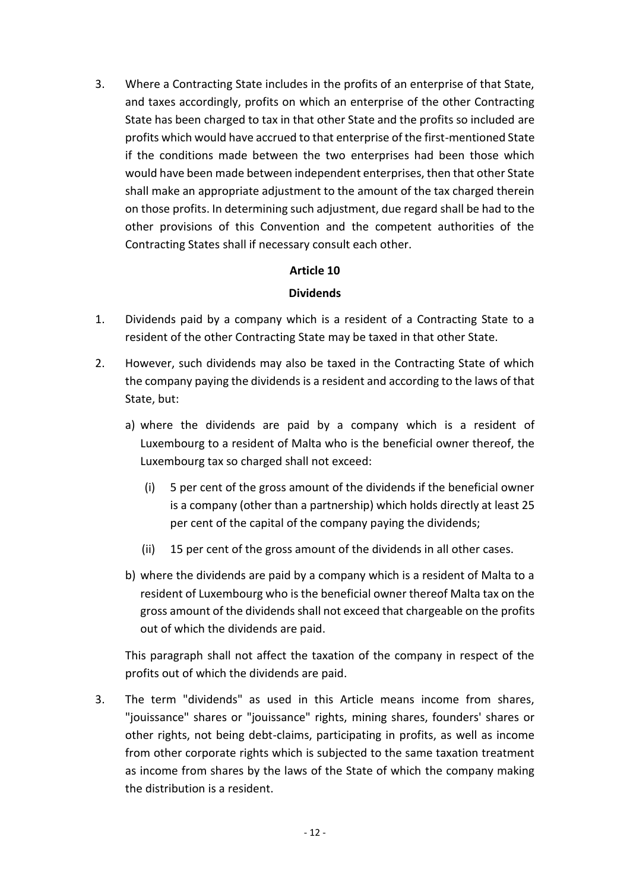3. Where a Contracting State includes in the profits of an enterprise of that State, and taxes accordingly, profits on which an enterprise of the other Contracting State has been charged to tax in that other State and the profits so included are profits which would have accrued to that enterprise of the first-mentioned State if the conditions made between the two enterprises had been those which would have been made between independent enterprises, then that other State shall make an appropriate adjustment to the amount of the tax charged therein on those profits. In determining such adjustment, due regard shall be had to the other provisions of this Convention and the competent authorities of the Contracting States shall if necessary consult each other.

**Article 10**

**Dividends**

1. Dividends paid by a company which is a resident of a Contracting State to a resident of the other Contracting State may be taxed in that other State.

2. However, such dividends may also be taxed in the Contracting State of which the company paying the dividends is a resident and according to the laws of that State, but:

   a) where the dividends are paid by a company which is a resident of Luxembourg to a resident of Malta who is the beneficial owner thereof, the Luxembourg tax so charged shall not exceed:

      (i) 5 per cent of the gross amount of the dividends if the beneficial owner is a company (other than a partnership) which holds directly at least 25 per cent of the capital of the company paying the dividends;

      (ii) 15 per cent of the gross amount of the dividends in all other cases.

   b) where the dividends are paid by a company which is a resident of Malta to a resident of Luxembourg who is the beneficial owner thereof Malta tax on the gross amount of the dividends shall not exceed that chargeable on the profits out of which the dividends are paid.

   This paragraph shall not affect the taxation of the company in respect of the profits out of which the dividends are paid.

3. The term "dividends" as used in this Article means income from shares, "jouissance" shares or "jouissance" rights, mining shares, founders' shares or other rights, not being debt-claims, participating in profits, as well as income from other corporate rights which is subjected to the same taxation treatment as income from shares by the laws of the State of which the company making the distribution is a resident.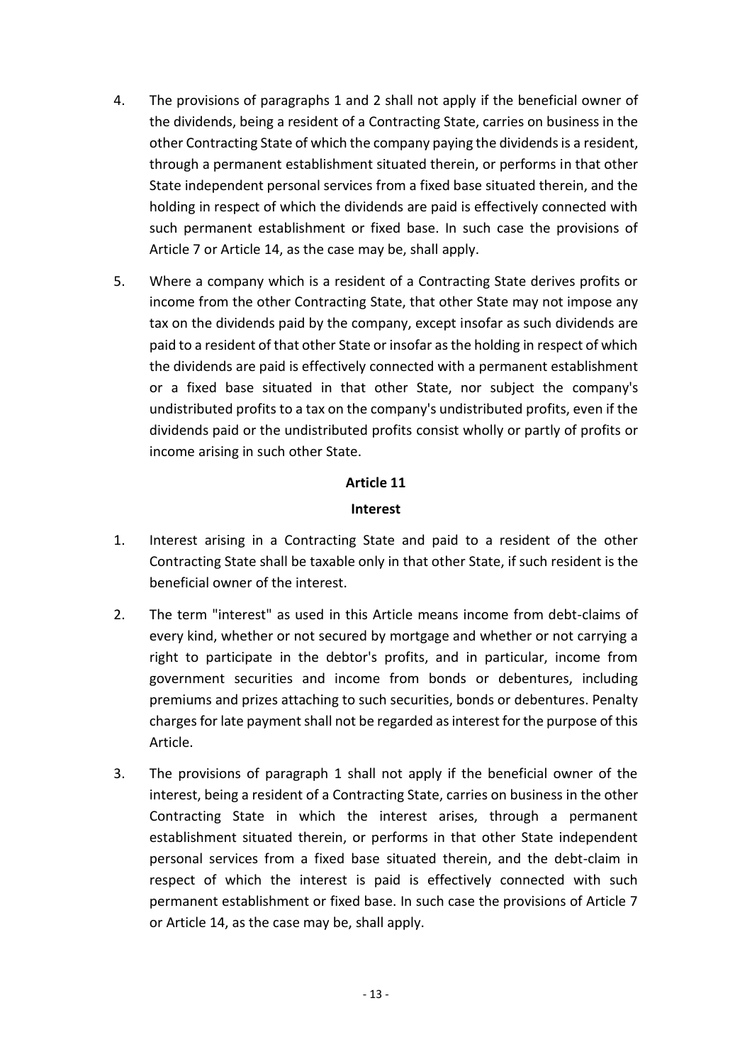4. The provisions of paragraphs 1 and 2 shall not apply if the beneficial owner of the dividends, being a resident of a Contracting State, carries on business in the other Contracting State of which the company paying the dividends is a resident, through a permanent establishment situated therein, or performs in that other State independent personal services from a fixed base situated therein, and the holding in respect of which the dividends are paid is effectively connected with such permanent establishment or fixed base. In such case the provisions of Article 7 or Article 14, as the case may be, shall apply.

5. Where a company which is a resident of a Contracting State derives profits or income from the other Contracting State, that other State may not impose any tax on the dividends paid by the company, except insofar as such dividends are paid to a resident of that other State or insofar as the holding in respect of which the dividends are paid is effectively connected with a permanent establishment or a fixed base situated in that other State, nor subject the company's undistributed profits to a tax on the company's undistributed profits, even if the dividends paid or the undistributed profits consist wholly or partly of profits or income arising in such other State.

## Article 11

### Interest

1. Interest arising in a Contracting State and paid to a resident of the other Contracting State shall be taxable only in that other State, if such resident is the beneficial owner of the interest.

2. The term "interest" as used in this Article means income from debt-claims of every kind, whether or not secured by mortgage and whether or not carrying a right to participate in the debtor's profits, and in particular, income from government securities and income from bonds or debentures, including premiums and prizes attaching to such securities, bonds or debentures. Penalty charges for late payment shall not be regarded as interest for the purpose of this Article.

3. The provisions of paragraph 1 shall not apply if the beneficial owner of the interest, being a resident of a Contracting State, carries on business in the other Contracting State in which the interest arises, through a permanent establishment situated therein, or performs in that other State independent personal services from a fixed base situated therein, and the debt-claim in respect of which the interest is paid is effectively connected with such permanent establishment or fixed base. In such case the provisions of Article 7 or Article 14, as the case may be, shall apply.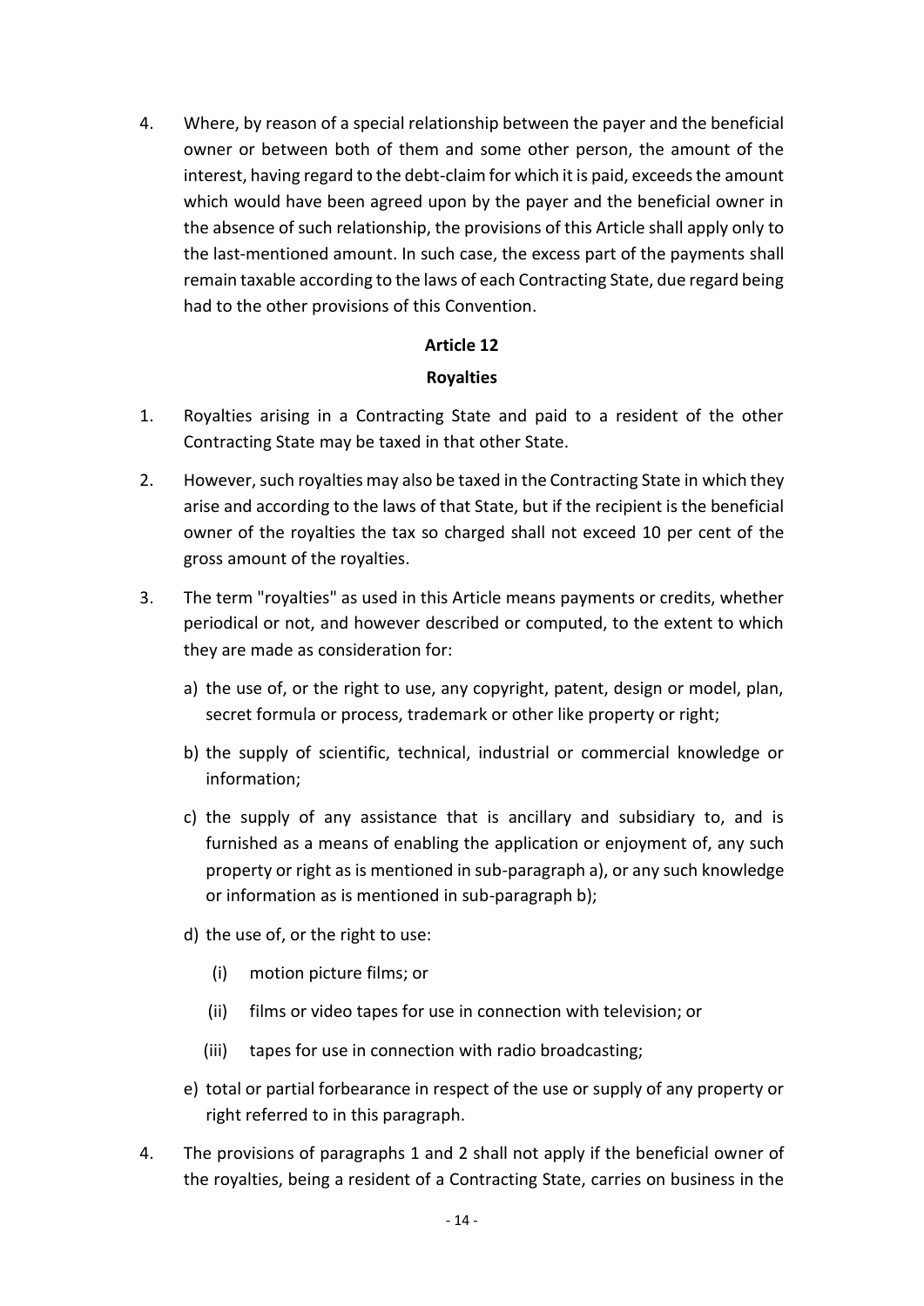4. Where, by reason of a special relationship between the payer and the beneficial owner or between both of them and some other person, the amount of the interest, having regard to the debt-claim for which it is paid, exceeds the amount which would have been agreed upon by the payer and the beneficial owner in the absence of such relationship, the provisions of this Article shall apply only to the last-mentioned amount. In such case, the excess part of the payments shall remain taxable according to the laws of each Contracting State, due regard being had to the other provisions of this Convention.

## Article 12

## Royalties

1. Royalties arising in a Contracting State and paid to a resident of the other Contracting State may be taxed in that other State.

2. However, such royalties may also be taxed in the Contracting State in which they arise and according to the laws of that State, but if the recipient is the beneficial owner of the royalties the tax so charged shall not exceed 10 per cent of the gross amount of the royalties.

3. The term "royalties" as used in this Article means payments or credits, whether periodical or not, and however described or computed, to the extent to which they are made as consideration for:

   a) the use of, or the right to use, any copyright, patent, design or model, plan, secret formula or process, trademark or other like property or right;

   b) the supply of scientific, technical, industrial or commercial knowledge or information;

   c) the supply of any assistance that is ancillary and subsidiary to, and is furnished as a means of enabling the application or enjoyment of, any such property or right as is mentioned in sub-paragraph a), or any such knowledge or information as is mentioned in sub-paragraph b);

   d) the use of, or the right to use:

      (i) motion picture films; or

      (ii) films or video tapes for use in connection with television; or

      (iii) tapes for use in connection with radio broadcasting;

   e) total or partial forbearance in respect of the use or supply of any property or right referred to in this paragraph.

4. The provisions of paragraphs 1 and 2 shall not apply if the beneficial owner of the royalties, being a resident of a Contracting State, carries on business in the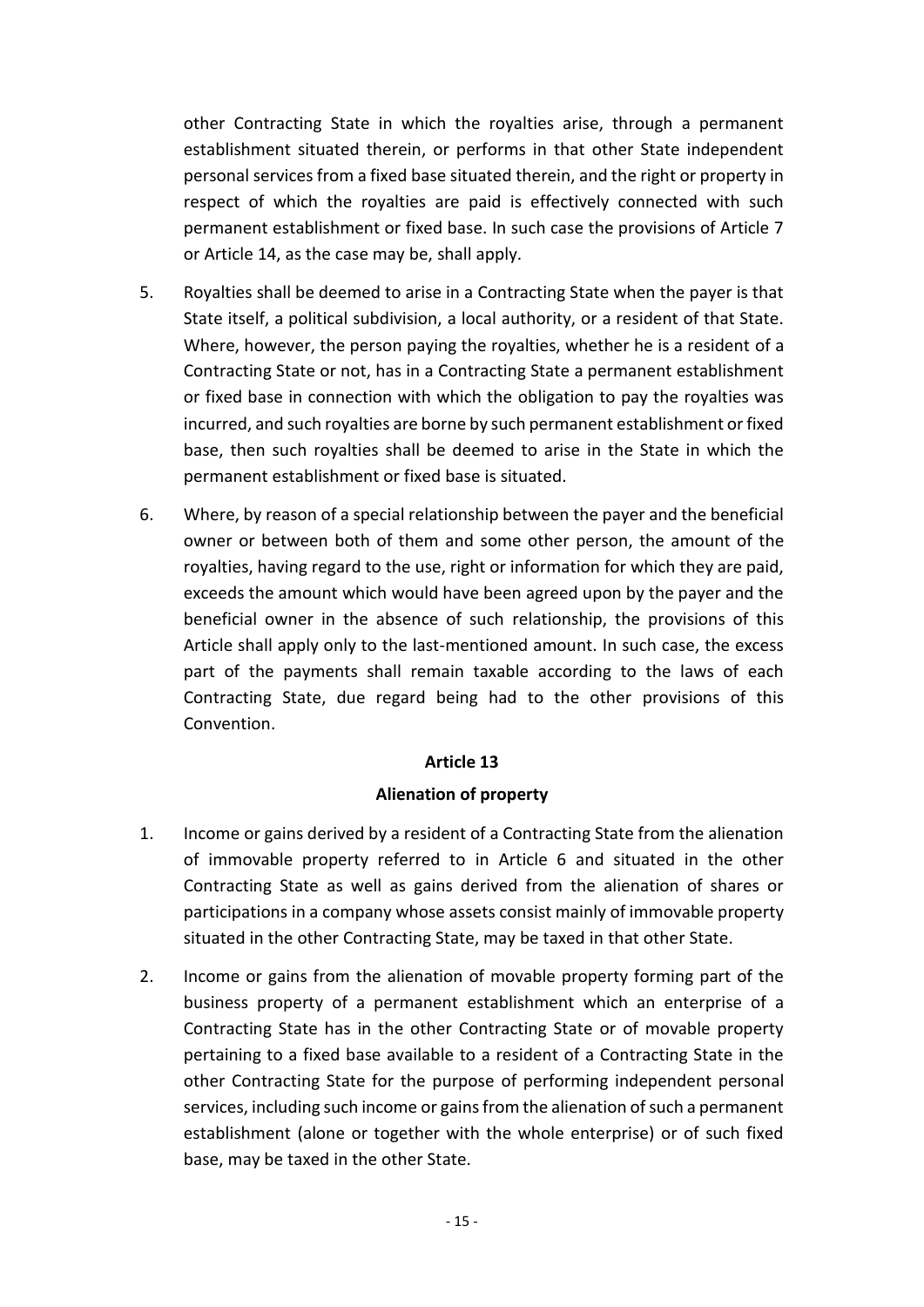other Contracting State in which the royalties arise, through a permanent establishment situated therein, or performs in that other State independent personal services from a fixed base situated therein, and the right or property in respect of which the royalties are paid is effectively connected with such permanent establishment or fixed base. In such case the provisions of Article 7 or Article 14, as the case may be, shall apply.

5. Royalties shall be deemed to arise in a Contracting State when the payer is that State itself, a political subdivision, a local authority, or a resident of that State. Where, however, the person paying the royalties, whether he is a resident of a Contracting State or not, has in a Contracting State a permanent establishment or fixed base in connection with which the obligation to pay the royalties was incurred, and such royalties are borne by such permanent establishment or fixed base, then such royalties shall be deemed to arise in the State in which the permanent establishment or fixed base is situated.

6. Where, by reason of a special relationship between the payer and the beneficial owner or between both of them and some other person, the amount of the royalties, having regard to the use, right or information for which they are paid, exceeds the amount which would have been agreed upon by the payer and the beneficial owner in the absence of such relationship, the provisions of this Article shall apply only to the last-mentioned amount. In such case, the excess part of the payments shall remain taxable according to the laws of each Contracting State, due regard being had to the other provisions of this Convention.

## Article 13

## Alienation of property

1. Income or gains derived by a resident of a Contracting State from the alienation of immovable property referred to in Article 6 and situated in the other Contracting State as well as gains derived from the alienation of shares or participations in a company whose assets consist mainly of immovable property situated in the other Contracting State, may be taxed in that other State.

2. Income or gains from the alienation of movable property forming part of the business property of a permanent establishment which an enterprise of a Contracting State has in the other Contracting State or of movable property pertaining to a fixed base available to a resident of a Contracting State in the other Contracting State for the purpose of performing independent personal services, including such income or gains from the alienation of such a permanent establishment (alone or together with the whole enterprise) or of such fixed base, may be taxed in the other State.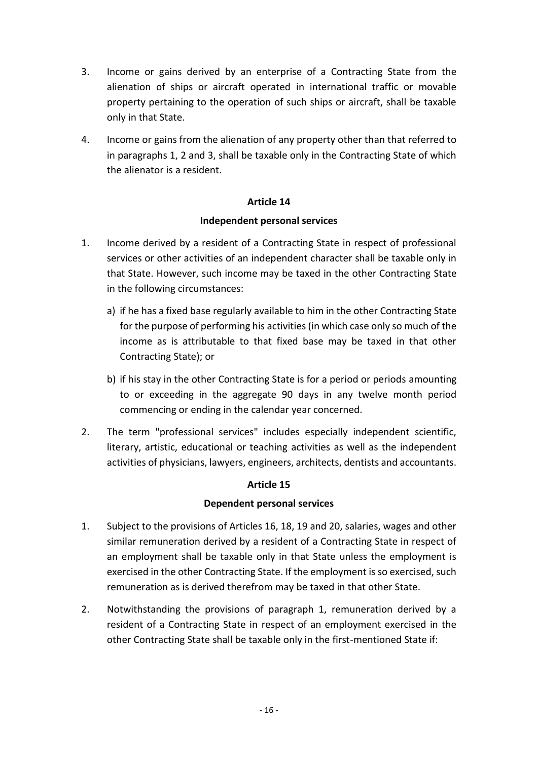3. Income or gains derived by an enterprise of a Contracting State from the alienation of ships or aircraft operated in international traffic or movable property pertaining to the operation of such ships or aircraft, shall be taxable only in that State.

4. Income or gains from the alienation of any property other than that referred to in paragraphs 1, 2 and 3, shall be taxable only in the Contracting State of which the alienator is a resident.

### Article 14

### Independent personal services

1. Income derived by a resident of a Contracting State in respect of professional services or other activities of an independent character shall be taxable only in that State. However, such income may be taxed in the other Contracting State in the following circumstances:

   a) if he has a fixed base regularly available to him in the other Contracting State for the purpose of performing his activities (in which case only so much of the income as is attributable to that fixed base may be taxed in that other Contracting State); or

   b) if his stay in the other Contracting State is for a period or periods amounting to or exceeding in the aggregate 90 days in any twelve month period commencing or ending in the calendar year concerned.

2. The term "professional services" includes especially independent scientific, literary, artistic, educational or teaching activities as well as the independent activities of physicians, lawyers, engineers, architects, dentists and accountants.

### Article 15

### Dependent personal services

1. Subject to the provisions of Articles 16, 18, 19 and 20, salaries, wages and other similar remuneration derived by a resident of a Contracting State in respect of an employment shall be taxable only in that State unless the employment is exercised in the other Contracting State. If the employment is so exercised, such remuneration as is derived therefrom may be taxed in that other State.

2. Notwithstanding the provisions of paragraph 1, remuneration derived by a resident of a Contracting State in respect of an employment exercised in the other Contracting State shall be taxable only in the first-mentioned State if: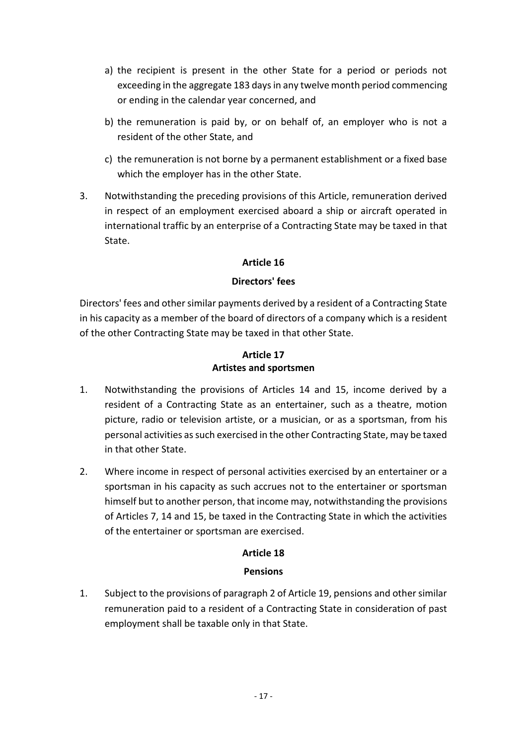a) the recipient is present in the other State for a period or periods not exceeding in the aggregate 183 days in any twelve month period commencing or ending in the calendar year concerned, and

b) the remuneration is paid by, or on behalf of, an employer who is not a resident of the other State, and

c) the remuneration is not borne by a permanent establishment or a fixed base which the employer has in the other State.

3. Notwithstanding the preceding provisions of this Article, remuneration derived in respect of an employment exercised aboard a ship or aircraft operated in international traffic by an enterprise of a Contracting State may be taxed in that State.

### Article 16

### Directors' fees

Directors' fees and other similar payments derived by a resident of a Contracting State in his capacity as a member of the board of directors of a company which is a resident of the other Contracting State may be taxed in that other State.

### Article 17
### Artistes and sportsmen

1. Notwithstanding the provisions of Articles 14 and 15, income derived by a resident of a Contracting State as an entertainer, such as a theatre, motion picture, radio or television artiste, or a musician, or as a sportsman, from his personal activities as such exercised in the other Contracting State, may be taxed in that other State.

2. Where income in respect of personal activities exercised by an entertainer or a sportsman in his capacity as such accrues not to the entertainer or sportsman himself but to another person, that income may, notwithstanding the provisions of Articles 7, 14 and 15, be taxed in the Contracting State in which the activities of the entertainer or sportsman are exercised.

### Article 18

### Pensions

1. Subject to the provisions of paragraph 2 of Article 19, pensions and other similar remuneration paid to a resident of a Contracting State in consideration of past employment shall be taxable only in that State.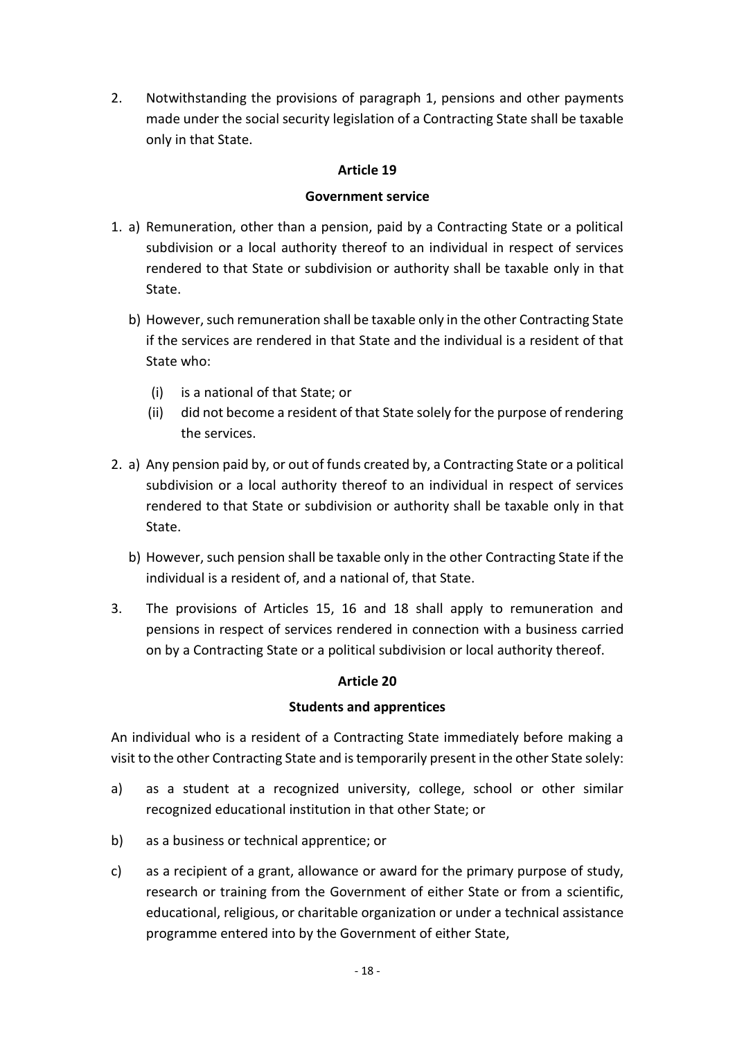2. Notwithstanding the provisions of paragraph 1, pensions and other payments made under the social security legislation of a Contracting State shall be taxable only in that State.

### Article 19

### Government service

1. a) Remuneration, other than a pension, paid by a Contracting State or a political subdivision or a local authority thereof to an individual in respect of services rendered to that State or subdivision or authority shall be taxable only in that State.

   b) However, such remuneration shall be taxable only in the other Contracting State if the services are rendered in that State and the individual is a resident of that State who:

      (i) is a national of that State; or

      (ii) did not become a resident of that State solely for the purpose of rendering the services.

2. a) Any pension paid by, or out of funds created by, a Contracting State or a political subdivision or a local authority thereof to an individual in respect of services rendered to that State or subdivision or authority shall be taxable only in that State.

   b) However, such pension shall be taxable only in the other Contracting State if the individual is a resident of, and a national of, that State.

3. The provisions of Articles 15, 16 and 18 shall apply to remuneration and pensions in respect of services rendered in connection with a business carried on by a Contracting State or a political subdivision or local authority thereof.

### Article 20

### Students and apprentices

An individual who is a resident of a Contracting State immediately before making a visit to the other Contracting State and is temporarily present in the other State solely:

a) as a student at a recognized university, college, school or other similar recognized educational institution in that other State; or

b) as a business or technical apprentice; or

c) as a recipient of a grant, allowance or award for the primary purpose of study, research or training from the Government of either State or from a scientific, educational, religious, or charitable organization or under a technical assistance programme entered into by the Government of either State,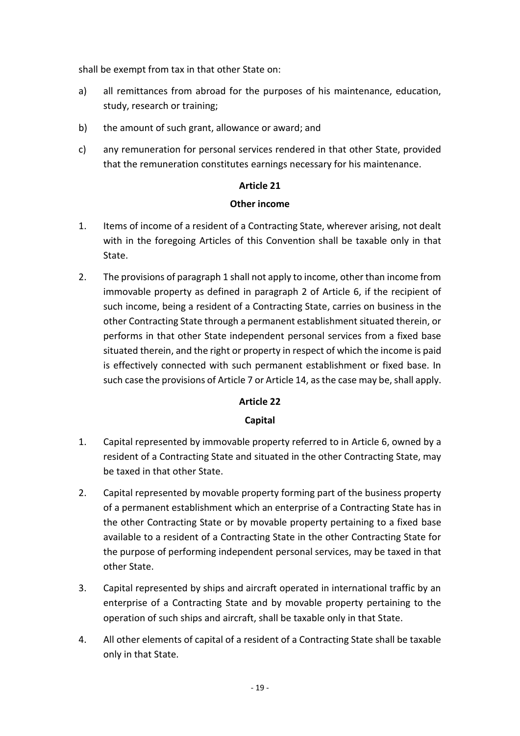shall be exempt from tax in that other State on:

a) all remittances from abroad for the purposes of his maintenance, education, study, research or training;

b) the amount of such grant, allowance or award; and

c) any remuneration for personal services rendered in that other State, provided that the remuneration constitutes earnings necessary for his maintenance.

## Article 21

### Other income

1. Items of income of a resident of a Contracting State, wherever arising, not dealt with in the foregoing Articles of this Convention shall be taxable only in that State.

2. The provisions of paragraph 1 shall not apply to income, other than income from immovable property as defined in paragraph 2 of Article 6, if the recipient of such income, being a resident of a Contracting State, carries on business in the other Contracting State through a permanent establishment situated therein, or performs in that other State independent personal services from a fixed base situated therein, and the right or property in respect of which the income is paid is effectively connected with such permanent establishment or fixed base. In such case the provisions of Article 7 or Article 14, as the case may be, shall apply.

## Article 22

### Capital

1. Capital represented by immovable property referred to in Article 6, owned by a resident of a Contracting State and situated in the other Contracting State, may be taxed in that other State.

2. Capital represented by movable property forming part of the business property of a permanent establishment which an enterprise of a Contracting State has in the other Contracting State or by movable property pertaining to a fixed base available to a resident of a Contracting State in the other Contracting State for the purpose of performing independent personal services, may be taxed in that other State.

3. Capital represented by ships and aircraft operated in international traffic by an enterprise of a Contracting State and by movable property pertaining to the operation of such ships and aircraft, shall be taxable only in that State.

4. All other elements of capital of a resident of a Contracting State shall be taxable only in that State.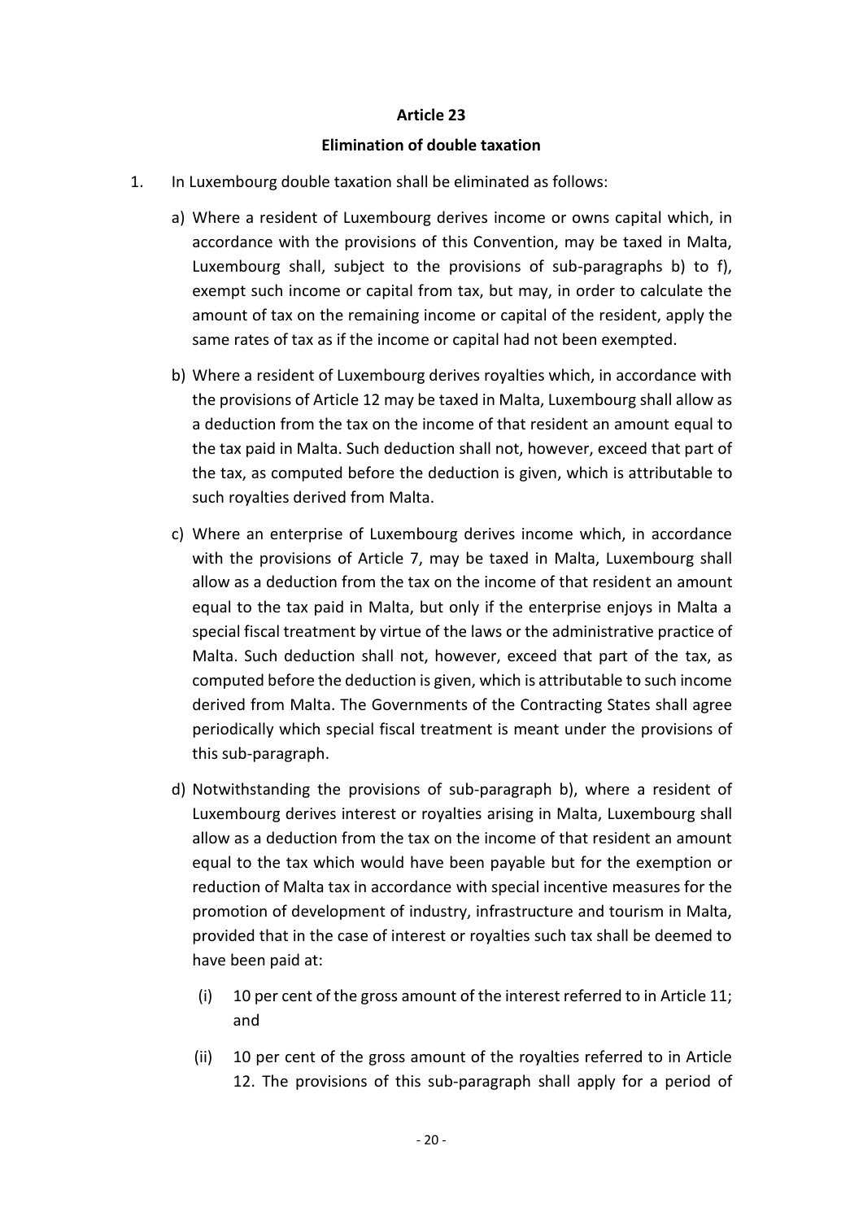## Article 23

## Elimination of double taxation

1. In Luxembourg double taxation shall be eliminated as follows:

   a) Where a resident of Luxembourg derives income or owns capital which, in accordance with the provisions of this Convention, may be taxed in Malta, Luxembourg shall, subject to the provisions of sub-paragraphs b) to f), exempt such income or capital from tax, but may, in order to calculate the amount of tax on the remaining income or capital of the resident, apply the same rates of tax as if the income or capital had not been exempted.

   b) Where a resident of Luxembourg derives royalties which, in accordance with the provisions of Article 12 may be taxed in Malta, Luxembourg shall allow as a deduction from the tax on the income of that resident an amount equal to the tax paid in Malta. Such deduction shall not, however, exceed that part of the tax, as computed before the deduction is given, which is attributable to such royalties derived from Malta.

   c) Where an enterprise of Luxembourg derives income which, in accordance with the provisions of Article 7, may be taxed in Malta, Luxembourg shall allow as a deduction from the tax on the income of that resident an amount equal to the tax paid in Malta, but only if the enterprise enjoys in Malta a special fiscal treatment by virtue of the laws or the administrative practice of Malta. Such deduction shall not, however, exceed that part of the tax, as computed before the deduction is given, which is attributable to such income derived from Malta. The Governments of the Contracting States shall agree periodically which special fiscal treatment is meant under the provisions of this sub-paragraph.

   d) Notwithstanding the provisions of sub-paragraph b), where a resident of Luxembourg derives interest or royalties arising in Malta, Luxembourg shall allow as a deduction from the tax on the income of that resident an amount equal to the tax which would have been payable but for the exemption or reduction of Malta tax in accordance with special incentive measures for the promotion of development of industry, infrastructure and tourism in Malta, provided that in the case of interest or royalties such tax shall be deemed to have been paid at:

      (i) 10 per cent of the gross amount of the interest referred to in Article 11; and

      (ii) 10 per cent of the gross amount of the royalties referred to in Article 12. The provisions of this sub-paragraph shall apply for a period of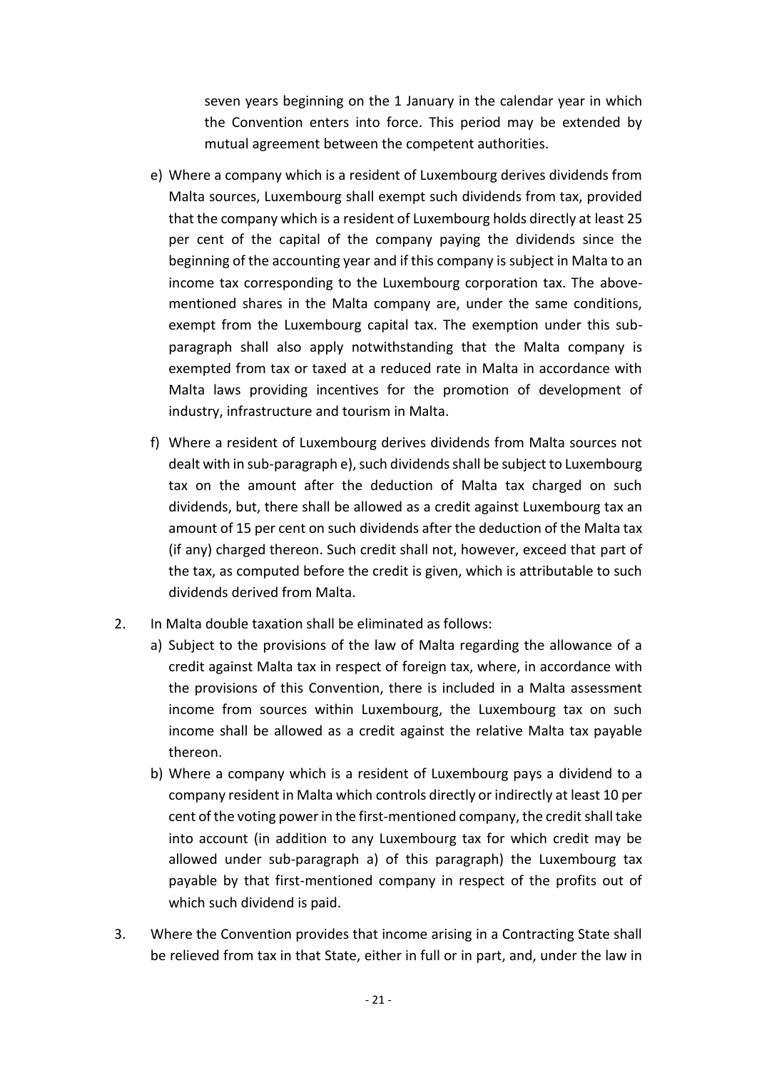seven years beginning on the 1 January in the calendar year in which the Convention enters into force. This period may be extended by mutual agreement between the competent authorities.

e) Where a company which is a resident of Luxembourg derives dividends from Malta sources, Luxembourg shall exempt such dividends from tax, provided that the company which is a resident of Luxembourg holds directly at least 25 per cent of the capital of the company paying the dividends since the beginning of the accounting year and if this company is subject in Malta to an income tax corresponding to the Luxembourg corporation tax. The above-mentioned shares in the Malta company are, under the same conditions, exempt from the Luxembourg capital tax. The exemption under this sub-paragraph shall also apply notwithstanding that the Malta company is exempted from tax or taxed at a reduced rate in Malta in accordance with Malta laws providing incentives for the promotion of development of industry, infrastructure and tourism in Malta.

f) Where a resident of Luxembourg derives dividends from Malta sources not dealt with in sub-paragraph e), such dividends shall be subject to Luxembourg tax on the amount after the deduction of Malta tax charged on such dividends, but, there shall be allowed as a credit against Luxembourg tax an amount of 15 per cent on such dividends after the deduction of the Malta tax (if any) charged thereon. Such credit shall not, however, exceed that part of the tax, as computed before the credit is given, which is attributable to such dividends derived from Malta.

2. In Malta double taxation shall be eliminated as follows:

   a) Subject to the provisions of the law of Malta regarding the allowance of a credit against Malta tax in respect of foreign tax, where, in accordance with the provisions of this Convention, there is included in a Malta assessment income from sources within Luxembourg, the Luxembourg tax on such income shall be allowed as a credit against the relative Malta tax payable thereon.

   b) Where a company which is a resident of Luxembourg pays a dividend to a company resident in Malta which controls directly or indirectly at least 10 per cent of the voting power in the first-mentioned company, the credit shall take into account (in addition to any Luxembourg tax for which credit may be allowed under sub-paragraph a) of this paragraph) the Luxembourg tax payable by that first-mentioned company in respect of the profits out of which such dividend is paid.

3. Where the Convention provides that income arising in a Contracting State shall be relieved from tax in that State, either in full or in part, and, under the law in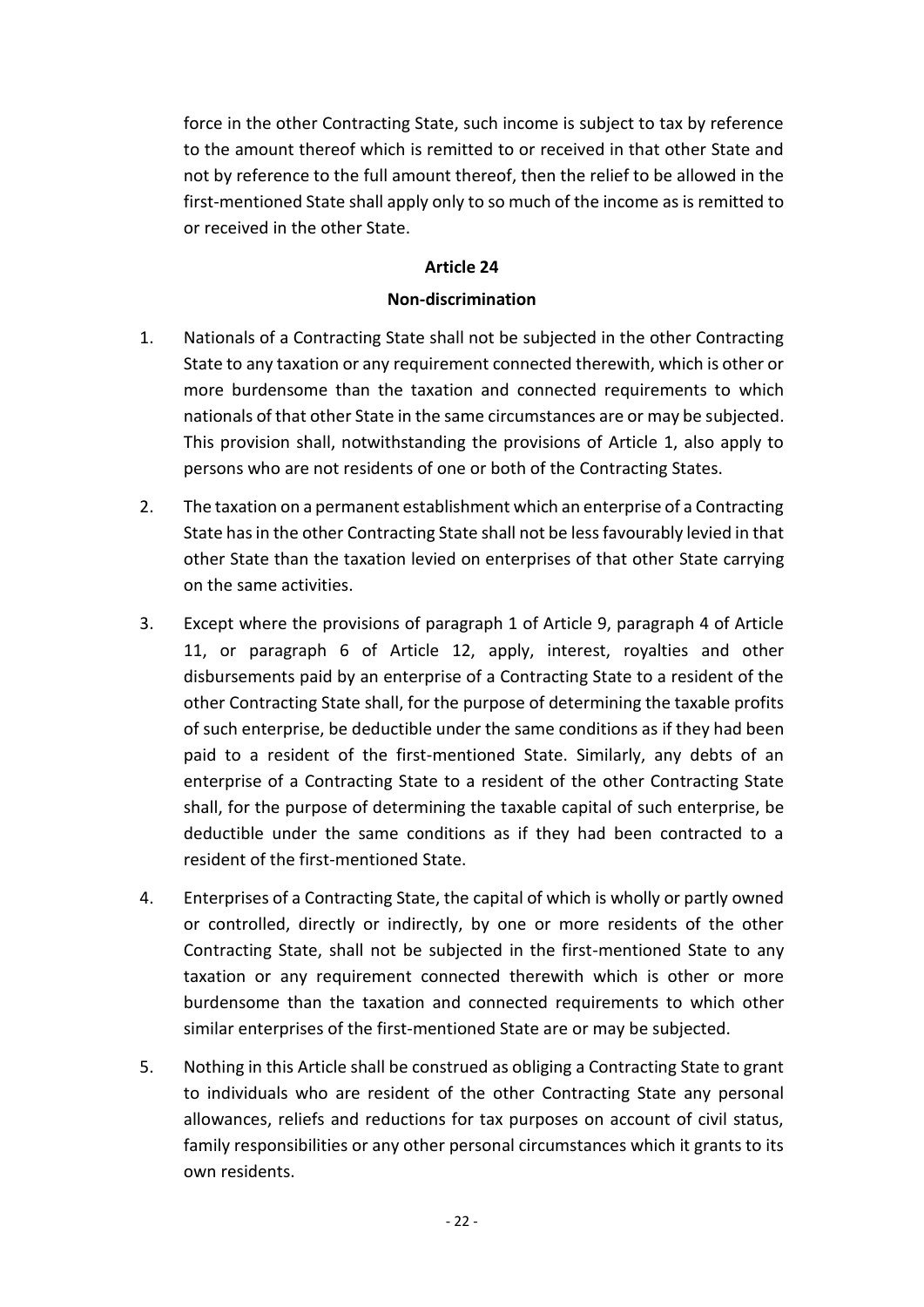force in the other Contracting State, such income is subject to tax by reference to the amount thereof which is remitted to or received in that other State and not by reference to the full amount thereof, then the relief to be allowed in the first-mentioned State shall apply only to so much of the income as is remitted to or received in the other State.

## Article 24

### Non-discrimination

1. Nationals of a Contracting State shall not be subjected in the other Contracting State to any taxation or any requirement connected therewith, which is other or more burdensome than the taxation and connected requirements to which nationals of that other State in the same circumstances are or may be subjected. This provision shall, notwithstanding the provisions of Article 1, also apply to persons who are not residents of one or both of the Contracting States.

2. The taxation on a permanent establishment which an enterprise of a Contracting State has in the other Contracting State shall not be less favourably levied in that other State than the taxation levied on enterprises of that other State carrying on the same activities.

3. Except where the provisions of paragraph 1 of Article 9, paragraph 4 of Article 11, or paragraph 6 of Article 12, apply, interest, royalties and other disbursements paid by an enterprise of a Contracting State to a resident of the other Contracting State shall, for the purpose of determining the taxable profits of such enterprise, be deductible under the same conditions as if they had been paid to a resident of the first-mentioned State. Similarly, any debts of an enterprise of a Contracting State to a resident of the other Contracting State shall, for the purpose of determining the taxable capital of such enterprise, be deductible under the same conditions as if they had been contracted to a resident of the first-mentioned State.

4. Enterprises of a Contracting State, the capital of which is wholly or partly owned or controlled, directly or indirectly, by one or more residents of the other Contracting State, shall not be subjected in the first-mentioned State to any taxation or any requirement connected therewith which is other or more burdensome than the taxation and connected requirements to which other similar enterprises of the first-mentioned State are or may be subjected.

5. Nothing in this Article shall be construed as obliging a Contracting State to grant to individuals who are resident of the other Contracting State any personal allowances, reliefs and reductions for tax purposes on account of civil status, family responsibilities or any other personal circumstances which it grants to its own residents.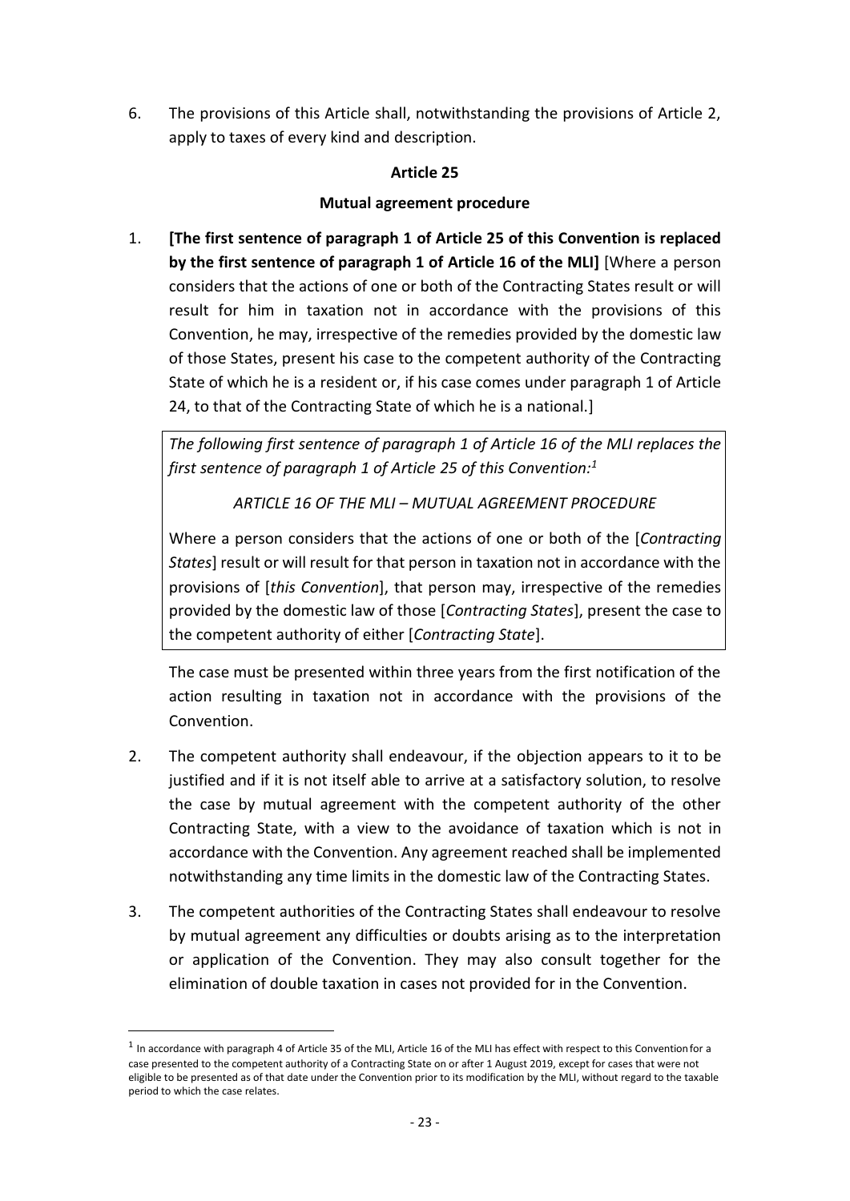6. The provisions of this Article shall, notwithstanding the provisions of Article 2, apply to taxes of every kind and description.

### Article 25

### Mutual agreement procedure

1. **[The first sentence of paragraph 1 of Article 25 of this Convention is replaced by the first sentence of paragraph 1 of Article 16 of the MLI]** [Where a person considers that the actions of one or both of the Contracting States result or will result for him in taxation not in accordance with the provisions of this Convention, he may, irrespective of the remedies provided by the domestic law of those States, present his case to the competent authority of the Contracting State of which he is a resident or, if his case comes under paragraph 1 of Article 24, to that of the Contracting State of which he is a national.]

   *The following first sentence of paragraph 1 of Article 16 of the MLI replaces the first sentence of paragraph 1 of Article 25 of this Convention:*[1]

   *ARTICLE 16 OF THE MLI – MUTUAL AGREEMENT PROCEDURE*

   Where a person considers that the actions of one or both of the [*Contracting States*] result or will result for that person in taxation not in accordance with the provisions of [*this Convention*], that person may, irrespective of the remedies provided by the domestic law of those [*Contracting States*], present the case to the competent authority of either [*Contracting State*].

   The case must be presented within three years from the first notification of the action resulting in taxation not in accordance with the provisions of the Convention.

2. The competent authority shall endeavour, if the objection appears to it to be justified and if it is not itself able to arrive at a satisfactory solution, to resolve the case by mutual agreement with the competent authority of the other Contracting State, with a view to the avoidance of taxation which is not in accordance with the Convention. Any agreement reached shall be implemented notwithstanding any time limits in the domestic law of the Contracting States.

3. The competent authorities of the Contracting States shall endeavour to resolve by mutual agreement any difficulties or doubts arising as to the interpretation or application of the Convention. They may also consult together for the elimination of double taxation in cases not provided for in the Convention.

---

[1] In accordance with paragraph 4 of Article 35 of the MLI, Article 16 of the MLI has effect with respect to this Convention for a case presented to the competent authority of a Contracting State on or after 1 August 2019, except for cases that were not eligible to be presented as of that date under the Convention prior to its modification by the MLI, without regard to the taxable period to which the case relates.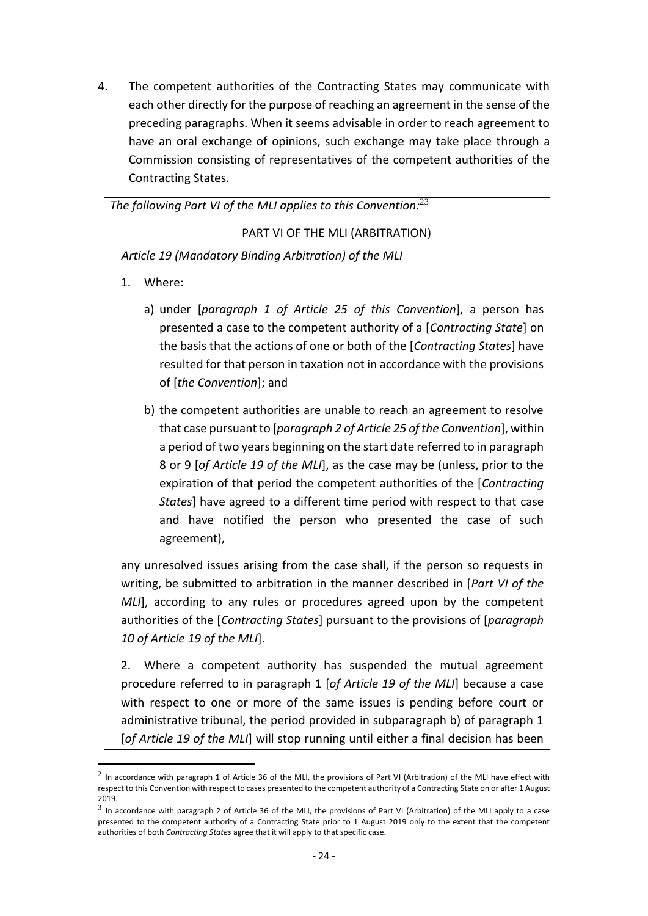4. The competent authorities of the Contracting States may communicate with each other directly for the purpose of reaching an agreement in the sense of the preceding paragraphs. When it seems advisable in order to reach agreement to have an oral exchange of opinions, such exchange may take place through a Commission consisting of representatives of the competent authorities of the Contracting States.

*The following Part VI of the MLI applies to this Convention:*[23]

PART VI OF THE MLI (ARBITRATION)

*Article 19 (Mandatory Binding Arbitration) of the MLI*

1. Where:

   a) under [*paragraph 1 of Article 25 of this Convention*], a person has presented a case to the competent authority of a [*Contracting State*] on the basis that the actions of one or both of the [*Contracting States*] have resulted for that person in taxation not in accordance with the provisions of [*the Convention*]; and

   b) the competent authorities are unable to reach an agreement to resolve that case pursuant to [*paragraph 2 of Article 25 of the Convention*], within a period of two years beginning on the start date referred to in paragraph 8 or 9 [*of Article 19 of the MLI*], as the case may be (unless, prior to the expiration of that period the competent authorities of the [*Contracting States*] have agreed to a different time period with respect to that case and have notified the person who presented the case of such agreement),

any unresolved issues arising from the case shall, if the person so requests in writing, be submitted to arbitration in the manner described in [*Part VI of the MLI*], according to any rules or procedures agreed upon by the competent authorities of the [*Contracting States*] pursuant to the provisions of [*paragraph 10 of Article 19 of the MLI*].

2. Where a competent authority has suspended the mutual agreement procedure referred to in paragraph 1 [*of Article 19 of the MLI*] because a case with respect to one or more of the same issues is pending before court or administrative tribunal, the period provided in subparagraph b) of paragraph 1 [*of Article 19 of the MLI*] will stop running until either a final decision has been

---

[2] In accordance with paragraph 1 of Article 36 of the MLI, the provisions of Part VI (Arbitration) of the MLI have effect with respect to this Convention with respect to cases presented to the competent authority of a Contracting State on or after 1 August 2019.

[3] In accordance with paragraph 2 of Article 36 of the MLI, the provisions of Part VI (Arbitration) of the MLI apply to a case presented to the competent authority of a Contracting State prior to 1 August 2019 only to the extent that the competent authorities of both *Contracting States* agree that it will apply to that specific case.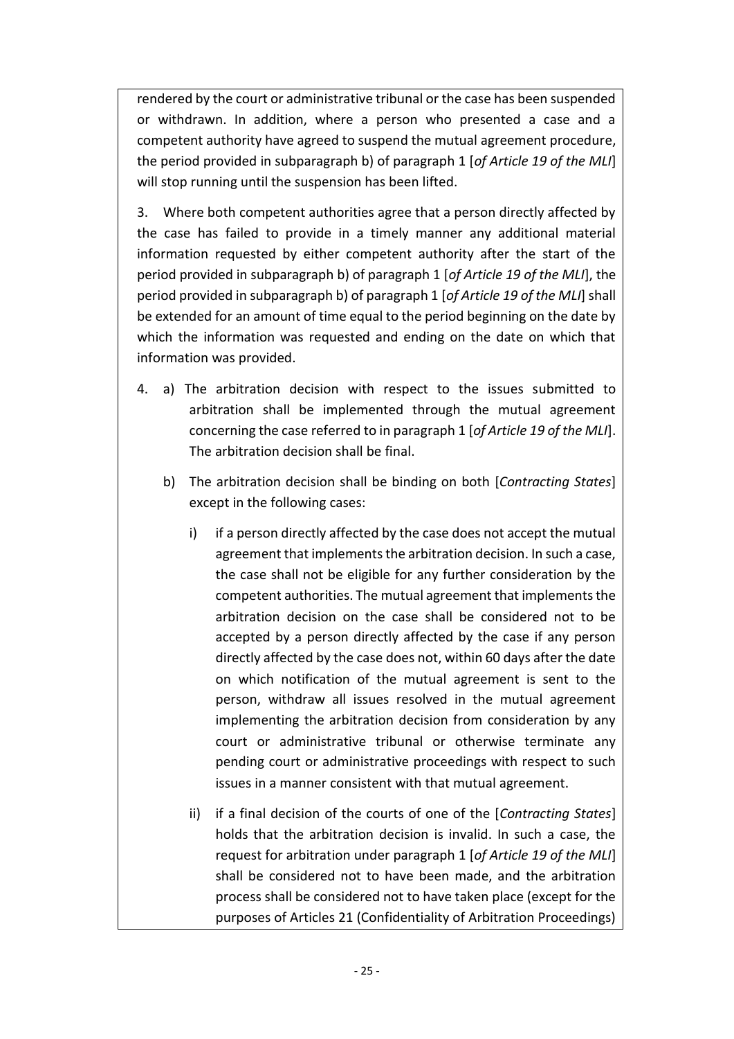rendered by the court or administrative tribunal or the case has been suspended or withdrawn. In addition, where a person who presented a case and a competent authority have agreed to suspend the mutual agreement procedure, the period provided in subparagraph b) of paragraph 1 [*of Article 19 of the MLI*] will stop running until the suspension has been lifted.

3. Where both competent authorities agree that a person directly affected by the case has failed to provide in a timely manner any additional material information requested by either competent authority after the start of the period provided in subparagraph b) of paragraph 1 [*of Article 19 of the MLI*], the period provided in subparagraph b) of paragraph 1 [*of Article 19 of the MLI*] shall be extended for an amount of time equal to the period beginning on the date by which the information was requested and ending on the date on which that information was provided.

4. a) The arbitration decision with respect to the issues submitted to arbitration shall be implemented through the mutual agreement concerning the case referred to in paragraph 1 [*of Article 19 of the MLI*]. The arbitration decision shall be final.

   b) The arbitration decision shall be binding on both [*Contracting States*] except in the following cases:

      i) if a person directly affected by the case does not accept the mutual agreement that implements the arbitration decision. In such a case, the case shall not be eligible for any further consideration by the competent authorities. The mutual agreement that implements the arbitration decision on the case shall be considered not to be accepted by a person directly affected by the case if any person directly affected by the case does not, within 60 days after the date on which notification of the mutual agreement is sent to the person, withdraw all issues resolved in the mutual agreement implementing the arbitration decision from consideration by any court or administrative tribunal or otherwise terminate any pending court or administrative proceedings with respect to such issues in a manner consistent with that mutual agreement.

      ii) if a final decision of the courts of one of the [*Contracting States*] holds that the arbitration decision is invalid. In such a case, the request for arbitration under paragraph 1 [*of Article 19 of the MLI*] shall be considered not to have been made, and the arbitration process shall be considered not to have taken place (except for the purposes of Articles 21 (Confidentiality of Arbitration Proceedings)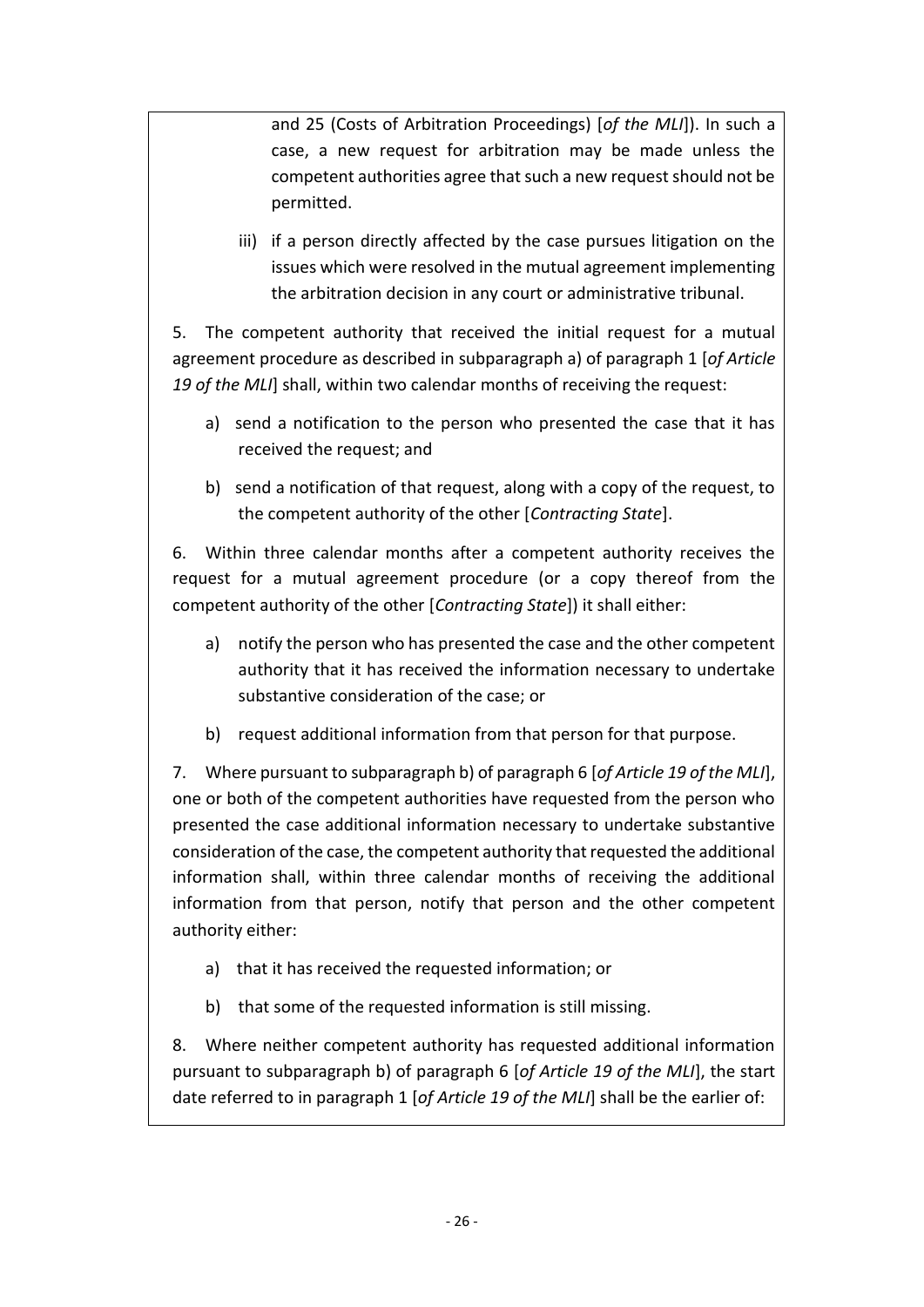and 25 (Costs of Arbitration Proceedings) [*of the MLI*]). In such a case, a new request for arbitration may be made unless the competent authorities agree that such a new request should not be permitted.

iii) if a person directly affected by the case pursues litigation on the issues which were resolved in the mutual agreement implementing the arbitration decision in any court or administrative tribunal.

5. The competent authority that received the initial request for a mutual agreement procedure as described in subparagraph a) of paragraph 1 [*of Article 19 of the MLI*] shall, within two calendar months of receiving the request:

a) send a notification to the person who presented the case that it has received the request; and

b) send a notification of that request, along with a copy of the request, to the competent authority of the other [*Contracting State*].

6. Within three calendar months after a competent authority receives the request for a mutual agreement procedure (or a copy thereof from the competent authority of the other [*Contracting State*]) it shall either:

a) notify the person who has presented the case and the other competent authority that it has received the information necessary to undertake substantive consideration of the case; or

b) request additional information from that person for that purpose.

7. Where pursuant to subparagraph b) of paragraph 6 [*of Article 19 of the MLI*], one or both of the competent authorities have requested from the person who presented the case additional information necessary to undertake substantive consideration of the case, the competent authority that requested the additional information shall, within three calendar months of receiving the additional information from that person, notify that person and the other competent authority either:

a) that it has received the requested information; or

b) that some of the requested information is still missing.

8. Where neither competent authority has requested additional information pursuant to subparagraph b) of paragraph 6 [*of Article 19 of the MLI*], the start date referred to in paragraph 1 [*of Article 19 of the MLI*] shall be the earlier of: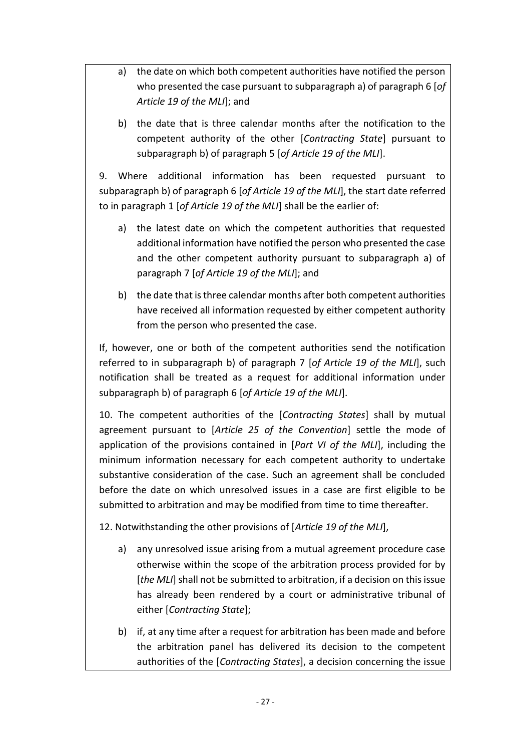a) the date on which both competent authorities have notified the person who presented the case pursuant to subparagraph a) of paragraph 6 [*of Article 19 of the MLI*]; and

b) the date that is three calendar months after the notification to the competent authority of the other [*Contracting State*] pursuant to subparagraph b) of paragraph 5 [*of Article 19 of the MLI*].

9. Where additional information has been requested pursuant to subparagraph b) of paragraph 6 [*of Article 19 of the MLI*], the start date referred to in paragraph 1 [*of Article 19 of the MLI*] shall be the earlier of:

a) the latest date on which the competent authorities that requested additional information have notified the person who presented the case and the other competent authority pursuant to subparagraph a) of paragraph 7 [*of Article 19 of the MLI*]; and

b) the date that is three calendar months after both competent authorities have received all information requested by either competent authority from the person who presented the case.

If, however, one or both of the competent authorities send the notification referred to in subparagraph b) of paragraph 7 [*of Article 19 of the MLI*], such notification shall be treated as a request for additional information under subparagraph b) of paragraph 6 [*of Article 19 of the MLI*].

10. The competent authorities of the [*Contracting States*] shall by mutual agreement pursuant to [*Article 25 of the Convention*] settle the mode of application of the provisions contained in [*Part VI of the MLI*], including the minimum information necessary for each competent authority to undertake substantive consideration of the case. Such an agreement shall be concluded before the date on which unresolved issues in a case are first eligible to be submitted to arbitration and may be modified from time to time thereafter.

12. Notwithstanding the other provisions of [*Article 19 of the MLI*],

a) any unresolved issue arising from a mutual agreement procedure case otherwise within the scope of the arbitration process provided for by [*the MLI*] shall not be submitted to arbitration, if a decision on this issue has already been rendered by a court or administrative tribunal of either [*Contracting State*];

b) if, at any time after a request for arbitration has been made and before the arbitration panel has delivered its decision to the competent authorities of the [*Contracting States*], a decision concerning the issue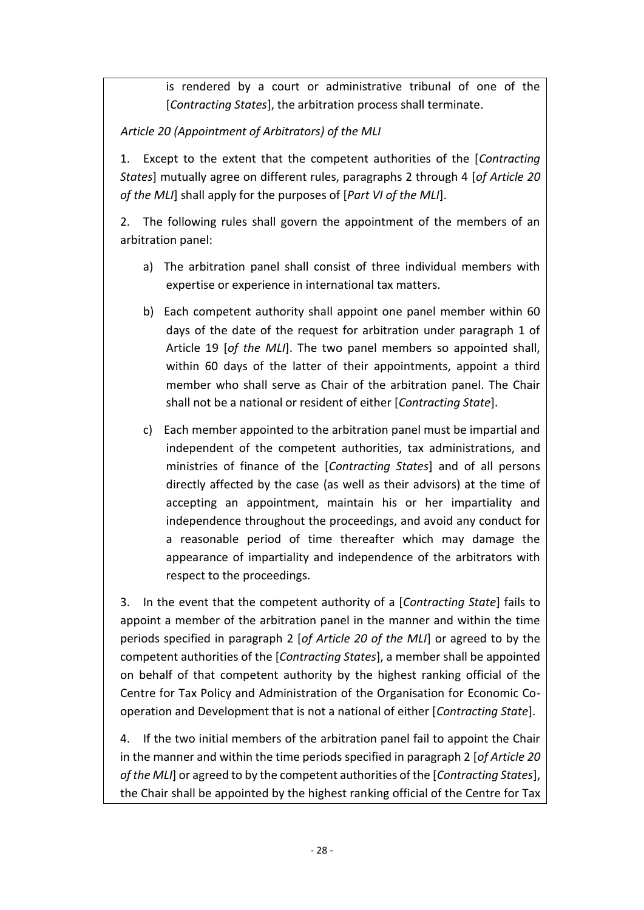is rendered by a court or administrative tribunal of one of the [*Contracting States*], the arbitration process shall terminate.

*Article 20 (Appointment of Arbitrators) of the MLI*

1. Except to the extent that the competent authorities of the [*Contracting States*] mutually agree on different rules, paragraphs 2 through 4 [*of Article 20 of the MLI*] shall apply for the purposes of [*Part VI of the MLI*].

2. The following rules shall govern the appointment of the members of an arbitration panel:

a) The arbitration panel shall consist of three individual members with expertise or experience in international tax matters.

b) Each competent authority shall appoint one panel member within 60 days of the date of the request for arbitration under paragraph 1 of Article 19 [*of the MLI*]. The two panel members so appointed shall, within 60 days of the latter of their appointments, appoint a third member who shall serve as Chair of the arbitration panel. The Chair shall not be a national or resident of either [*Contracting State*].

c) Each member appointed to the arbitration panel must be impartial and independent of the competent authorities, tax administrations, and ministries of finance of the [*Contracting States*] and of all persons directly affected by the case (as well as their advisors) at the time of accepting an appointment, maintain his or her impartiality and independence throughout the proceedings, and avoid any conduct for a reasonable period of time thereafter which may damage the appearance of impartiality and independence of the arbitrators with respect to the proceedings.

3. In the event that the competent authority of a [*Contracting State*] fails to appoint a member of the arbitration panel in the manner and within the time periods specified in paragraph 2 [*of Article 20 of the MLI*] or agreed to by the competent authorities of the [*Contracting States*], a member shall be appointed on behalf of that competent authority by the highest ranking official of the Centre for Tax Policy and Administration of the Organisation for Economic Co-operation and Development that is not a national of either [*Contracting State*].

4. If the two initial members of the arbitration panel fail to appoint the Chair in the manner and within the time periods specified in paragraph 2 [*of Article 20 of the MLI*] or agreed to by the competent authorities of the [*Contracting States*], the Chair shall be appointed by the highest ranking official of the Centre for Tax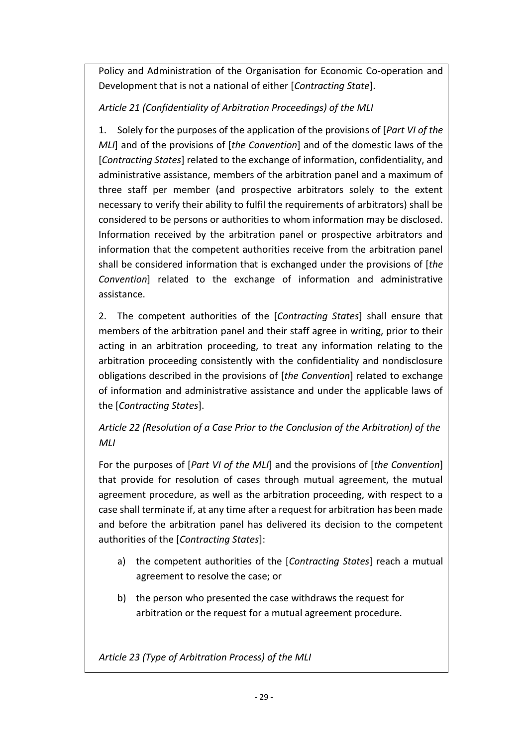Policy and Administration of the Organisation for Economic Co-operation and Development that is not a national of either [*Contracting State*].

*Article 21 (Confidentiality of Arbitration Proceedings) of the MLI*

1. Solely for the purposes of the application of the provisions of [*Part VI of the MLI*] and of the provisions of [*the Convention*] and of the domestic laws of the [*Contracting States*] related to the exchange of information, confidentiality, and administrative assistance, members of the arbitration panel and a maximum of three staff per member (and prospective arbitrators solely to the extent necessary to verify their ability to fulfil the requirements of arbitrators) shall be considered to be persons or authorities to whom information may be disclosed. Information received by the arbitration panel or prospective arbitrators and information that the competent authorities receive from the arbitration panel shall be considered information that is exchanged under the provisions of [*the Convention*] related to the exchange of information and administrative assistance.

2. The competent authorities of the [*Contracting States*] shall ensure that members of the arbitration panel and their staff agree in writing, prior to their acting in an arbitration proceeding, to treat any information relating to the arbitration proceeding consistently with the confidentiality and nondisclosure obligations described in the provisions of [*the Convention*] related to exchange of information and administrative assistance and under the applicable laws of the [*Contracting States*].

*Article 22 (Resolution of a Case Prior to the Conclusion of the Arbitration) of the MLI*

For the purposes of [*Part VI of the MLI*] and the provisions of [*the Convention*] that provide for resolution of cases through mutual agreement, the mutual agreement procedure, as well as the arbitration proceeding, with respect to a case shall terminate if, at any time after a request for arbitration has been made and before the arbitration panel has delivered its decision to the competent authorities of the [*Contracting States*]:

a) the competent authorities of the [*Contracting States*] reach a mutual agreement to resolve the case; or

b) the person who presented the case withdraws the request for arbitration or the request for a mutual agreement procedure.

*Article 23 (Type of Arbitration Process) of the MLI*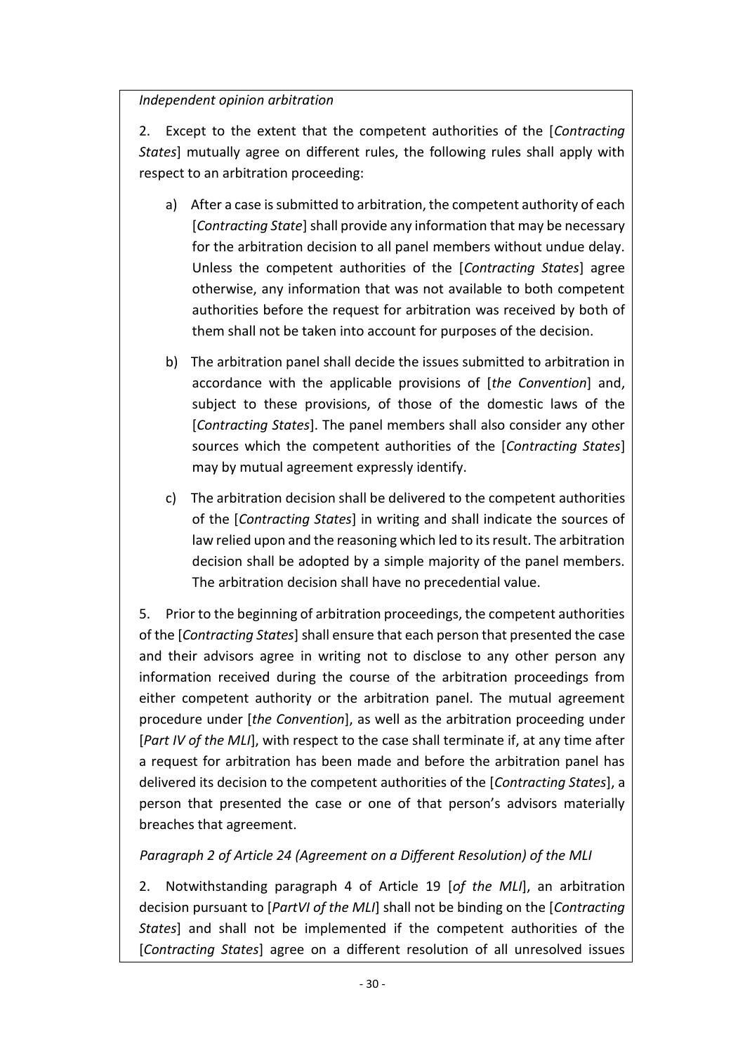*Independent opinion arbitration*

2. Except to the extent that the competent authorities of the [*Contracting States*] mutually agree on different rules, the following rules shall apply with respect to an arbitration proceeding:

a) After a case is submitted to arbitration, the competent authority of each [*Contracting State*] shall provide any information that may be necessary for the arbitration decision to all panel members without undue delay. Unless the competent authorities of the [*Contracting States*] agree otherwise, any information that was not available to both competent authorities before the request for arbitration was received by both of them shall not be taken into account for purposes of the decision.

b) The arbitration panel shall decide the issues submitted to arbitration in accordance with the applicable provisions of [*the Convention*] and, subject to these provisions, of those of the domestic laws of the [*Contracting States*]. The panel members shall also consider any other sources which the competent authorities of the [*Contracting States*] may by mutual agreement expressly identify.

c) The arbitration decision shall be delivered to the competent authorities of the [*Contracting States*] in writing and shall indicate the sources of law relied upon and the reasoning which led to its result. The arbitration decision shall be adopted by a simple majority of the panel members. The arbitration decision shall have no precedential value.

5. Prior to the beginning of arbitration proceedings, the competent authorities of the [*Contracting States*] shall ensure that each person that presented the case and their advisors agree in writing not to disclose to any other person any information received during the course of the arbitration proceedings from either competent authority or the arbitration panel. The mutual agreement procedure under [*the Convention*], as well as the arbitration proceeding under [*Part IV of the MLI*], with respect to the case shall terminate if, at any time after a request for arbitration has been made and before the arbitration panel has delivered its decision to the competent authorities of the [*Contracting States*], a person that presented the case or one of that person's advisors materially breaches that agreement.

*Paragraph 2 of Article 24 (Agreement on a Different Resolution) of the MLI*

2. Notwithstanding paragraph 4 of Article 19 [*of the MLI*], an arbitration decision pursuant to [*PartVI of the MLI*] shall not be binding on the [*Contracting States*] and shall not be implemented if the competent authorities of the [*Contracting States*] agree on a different resolution of all unresolved issues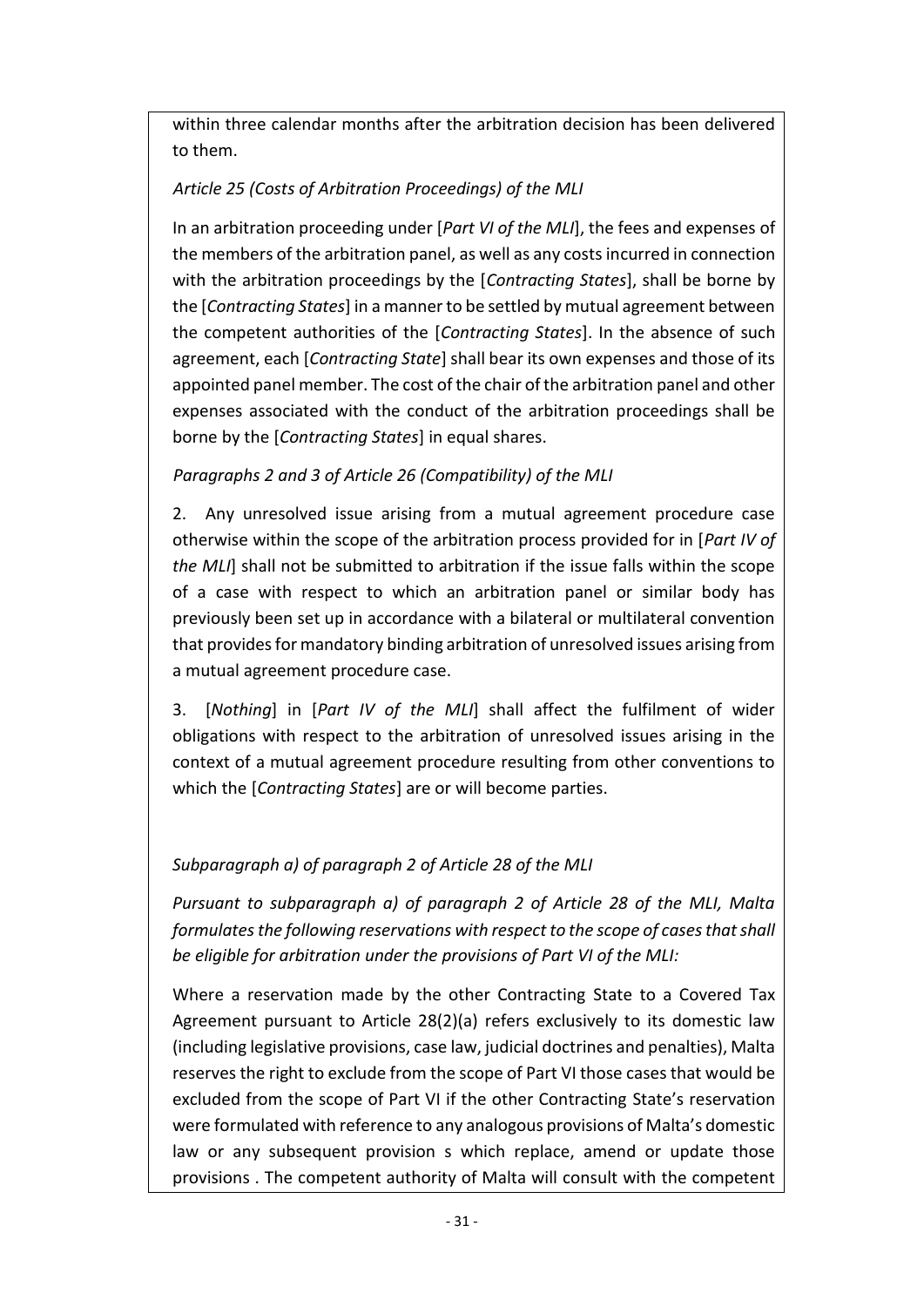within three calendar months after the arbitration decision has been delivered to them.

*Article 25 (Costs of Arbitration Proceedings) of the MLI*

In an arbitration proceeding under [*Part VI of the MLI*], the fees and expenses of the members of the arbitration panel, as well as any costs incurred in connection with the arbitration proceedings by the [*Contracting States*], shall be borne by the [*Contracting States*] in a manner to be settled by mutual agreement between the competent authorities of the [*Contracting States*]. In the absence of such agreement, each [*Contracting State*] shall bear its own expenses and those of its appointed panel member. The cost of the chair of the arbitration panel and other expenses associated with the conduct of the arbitration proceedings shall be borne by the [*Contracting States*] in equal shares.

*Paragraphs 2 and 3 of Article 26 (Compatibility) of the MLI*

2. Any unresolved issue arising from a mutual agreement procedure case otherwise within the scope of the arbitration process provided for in [*Part IV of the MLI*] shall not be submitted to arbitration if the issue falls within the scope of a case with respect to which an arbitration panel or similar body has previously been set up in accordance with a bilateral or multilateral convention that provides for mandatory binding arbitration of unresolved issues arising from a mutual agreement procedure case.

3. [*Nothing*] in [*Part IV of the MLI*] shall affect the fulfilment of wider obligations with respect to the arbitration of unresolved issues arising in the context of a mutual agreement procedure resulting from other conventions to which the [*Contracting States*] are or will become parties.

*Subparagraph a) of paragraph 2 of Article 28 of the MLI*

*Pursuant to subparagraph a) of paragraph 2 of Article 28 of the MLI, Malta formulates the following reservations with respect to the scope of cases that shall be eligible for arbitration under the provisions of Part VI of the MLI:*

Where a reservation made by the other Contracting State to a Covered Tax Agreement pursuant to Article 28(2)(a) refers exclusively to its domestic law (including legislative provisions, case law, judicial doctrines and penalties), Malta reserves the right to exclude from the scope of Part VI those cases that would be excluded from the scope of Part VI if the other Contracting State's reservation were formulated with reference to any analogous provisions of Malta's domestic law or any subsequent provision s which replace, amend or update those provisions . The competent authority of Malta will consult with the competent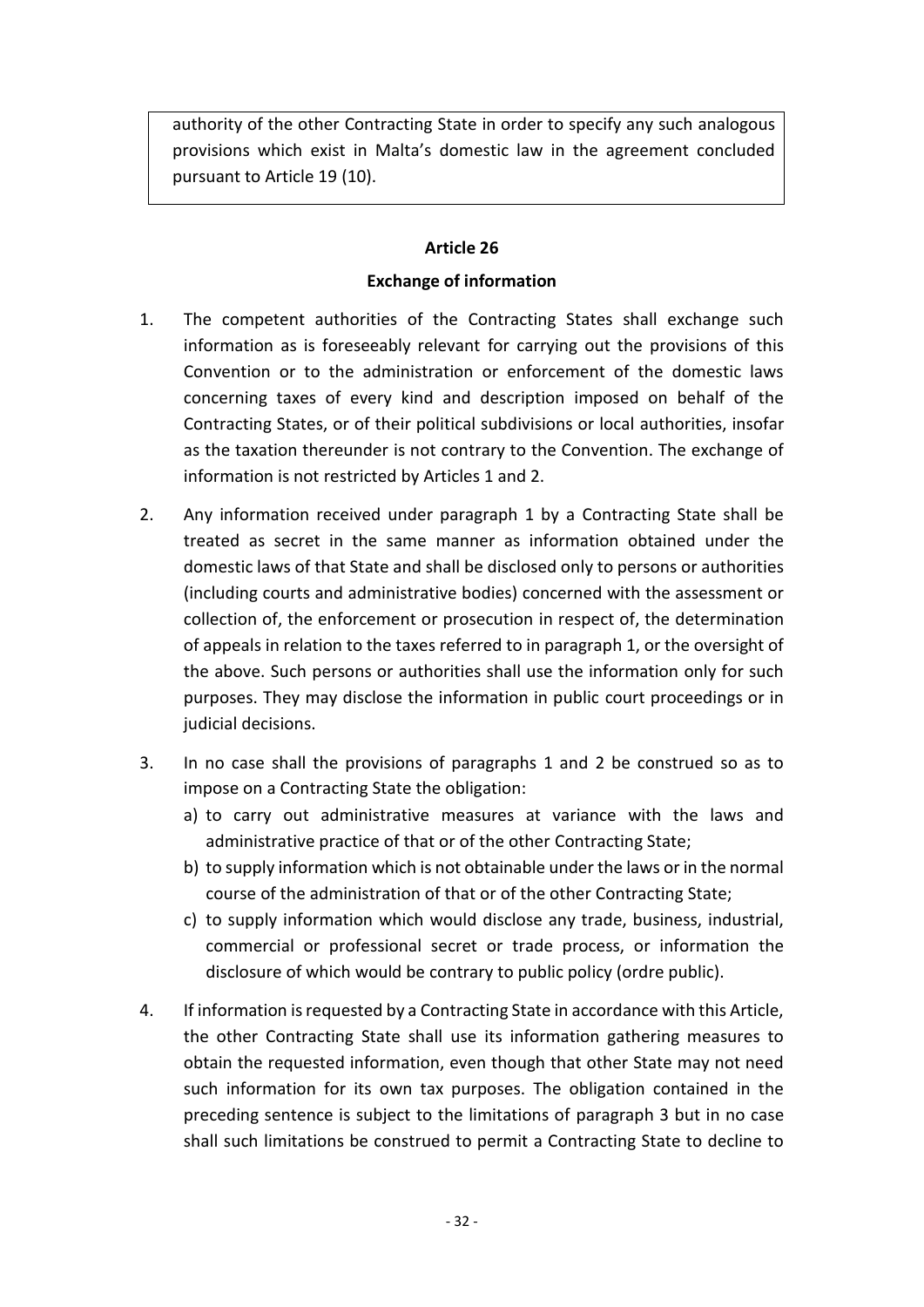authority of the other Contracting State in order to specify any such analogous provisions which exist in Malta's domestic law in the agreement concluded pursuant to Article 19 (10).

**Article 26**

**Exchange of information**

1. The competent authorities of the Contracting States shall exchange such information as is foreseeably relevant for carrying out the provisions of this Convention or to the administration or enforcement of the domestic laws concerning taxes of every kind and description imposed on behalf of the Contracting States, or of their political subdivisions or local authorities, insofar as the taxation thereunder is not contrary to the Convention. The exchange of information is not restricted by Articles 1 and 2.

2. Any information received under paragraph 1 by a Contracting State shall be treated as secret in the same manner as information obtained under the domestic laws of that State and shall be disclosed only to persons or authorities (including courts and administrative bodies) concerned with the assessment or collection of, the enforcement or prosecution in respect of, the determination of appeals in relation to the taxes referred to in paragraph 1, or the oversight of the above. Such persons or authorities shall use the information only for such purposes. They may disclose the information in public court proceedings or in judicial decisions.

3. In no case shall the provisions of paragraphs 1 and 2 be construed so as to impose on a Contracting State the obligation:
   a) to carry out administrative measures at variance with the laws and administrative practice of that or of the other Contracting State;
   b) to supply information which is not obtainable under the laws or in the normal course of the administration of that or of the other Contracting State;
   c) to supply information which would disclose any trade, business, industrial, commercial or professional secret or trade process, or information the disclosure of which would be contrary to public policy (ordre public).

4. If information is requested by a Contracting State in accordance with this Article, the other Contracting State shall use its information gathering measures to obtain the requested information, even though that other State may not need such information for its own tax purposes. The obligation contained in the preceding sentence is subject to the limitations of paragraph 3 but in no case shall such limitations be construed to permit a Contracting State to decline to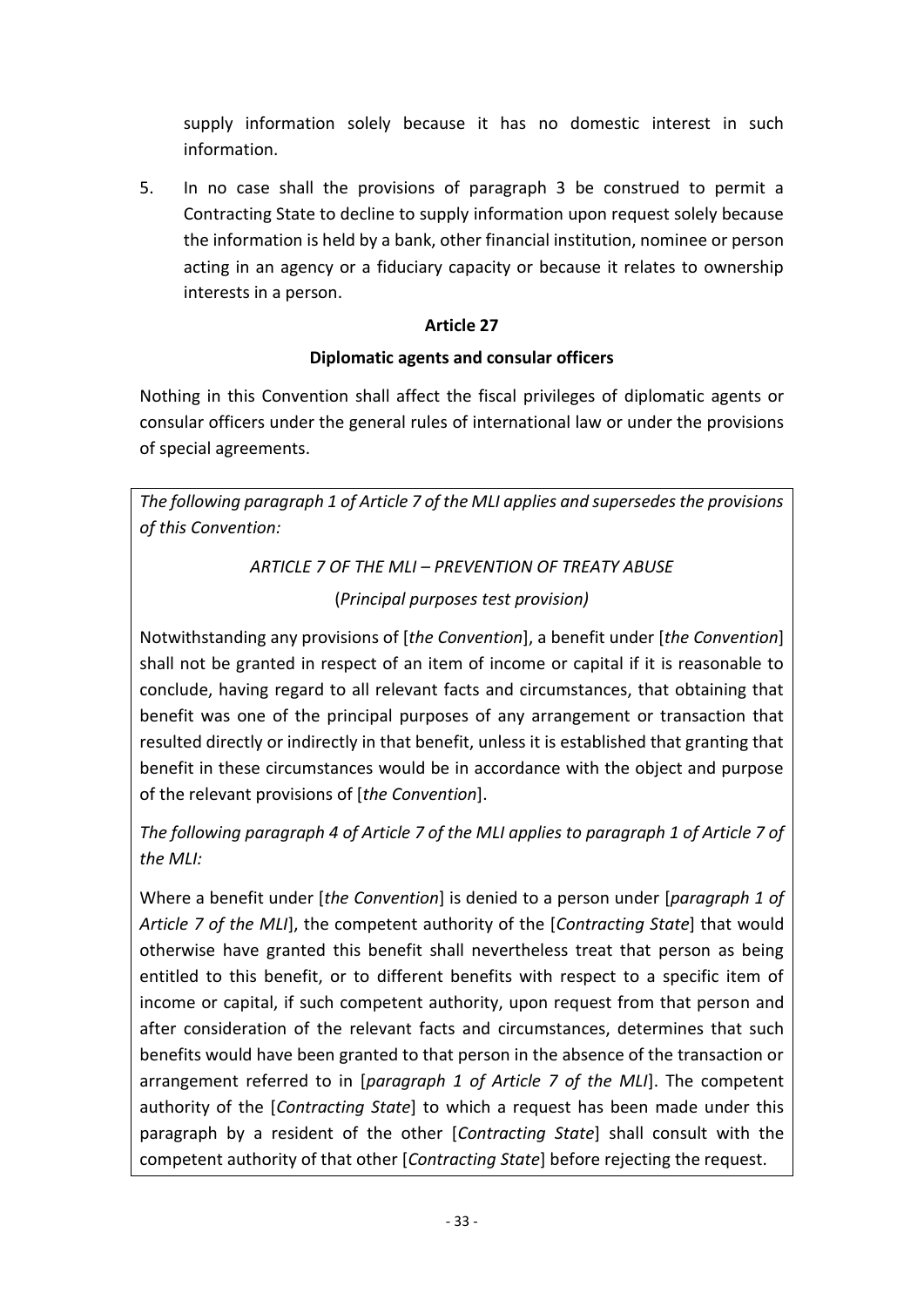supply information solely because it has no domestic interest in such information.

5. In no case shall the provisions of paragraph 3 be construed to permit a Contracting State to decline to supply information upon request solely because the information is held by a bank, other financial institution, nominee or person acting in an agency or a fiduciary capacity or because it relates to ownership interests in a person.

### Article 27

### Diplomatic agents and consular officers

Nothing in this Convention shall affect the fiscal privileges of diplomatic agents or consular officers under the general rules of international law or under the provisions of special agreements.

*The following paragraph 1 of Article 7 of the MLI applies and supersedes the provisions of this Convention:*

*ARTICLE 7 OF THE MLI – PREVENTION OF TREATY ABUSE*

(*Principal purposes test provision)*

Notwithstanding any provisions of [*the Convention*], a benefit under [*the Convention*] shall not be granted in respect of an item of income or capital if it is reasonable to conclude, having regard to all relevant facts and circumstances, that obtaining that benefit was one of the principal purposes of any arrangement or transaction that resulted directly or indirectly in that benefit, unless it is established that granting that benefit in these circumstances would be in accordance with the object and purpose of the relevant provisions of [*the Convention*].

*The following paragraph 4 of Article 7 of the MLI applies to paragraph 1 of Article 7 of the MLI:*

Where a benefit under [*the Convention*] is denied to a person under [*paragraph 1 of Article 7 of the MLI*], the competent authority of the [*Contracting State*] that would otherwise have granted this benefit shall nevertheless treat that person as being entitled to this benefit, or to different benefits with respect to a specific item of income or capital, if such competent authority, upon request from that person and after consideration of the relevant facts and circumstances, determines that such benefits would have been granted to that person in the absence of the transaction or arrangement referred to in [*paragraph 1 of Article 7 of the MLI*]. The competent authority of the [*Contracting State*] to which a request has been made under this paragraph by a resident of the other [*Contracting State*] shall consult with the competent authority of that other [*Contracting State*] before rejecting the request.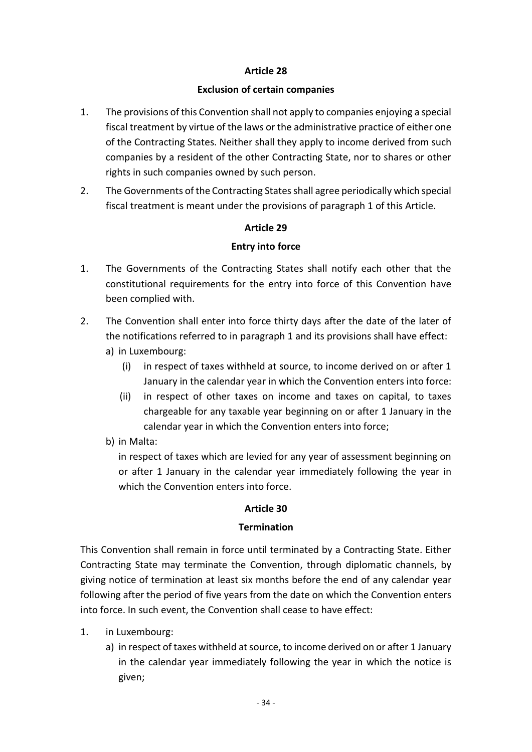## Article 28

### Exclusion of certain companies

1. The provisions of this Convention shall not apply to companies enjoying a special fiscal treatment by virtue of the laws or the administrative practice of either one of the Contracting States. Neither shall they apply to income derived from such companies by a resident of the other Contracting State, nor to shares or other rights in such companies owned by such person.
2. The Governments of the Contracting States shall agree periodically which special fiscal treatment is meant under the provisions of paragraph 1 of this Article.

## Article 29

### Entry into force

1. The Governments of the Contracting States shall notify each other that the constitutional requirements for the entry into force of this Convention have been complied with.
2. The Convention shall enter into force thirty days after the date of the later of the notifications referred to in paragraph 1 and its provisions shall have effect:
   a) in Luxembourg:
      (i) in respect of taxes withheld at source, to income derived on or after 1 January in the calendar year in which the Convention enters into force:
      (ii) in respect of other taxes on income and taxes on capital, to taxes chargeable for any taxable year beginning on or after 1 January in the calendar year in which the Convention enters into force;
   b) in Malta:
      in respect of taxes which are levied for any year of assessment beginning on or after 1 January in the calendar year immediately following the year in which the Convention enters into force.

## Article 30

### Termination

This Convention shall remain in force until terminated by a Contracting State. Either Contracting State may terminate the Convention, through diplomatic channels, by giving notice of termination at least six months before the end of any calendar year following after the period of five years from the date on which the Convention enters into force. In such event, the Convention shall cease to have effect:

1. in Luxembourg:
   a) in respect of taxes withheld at source, to income derived on or after 1 January in the calendar year immediately following the year in which the notice is given;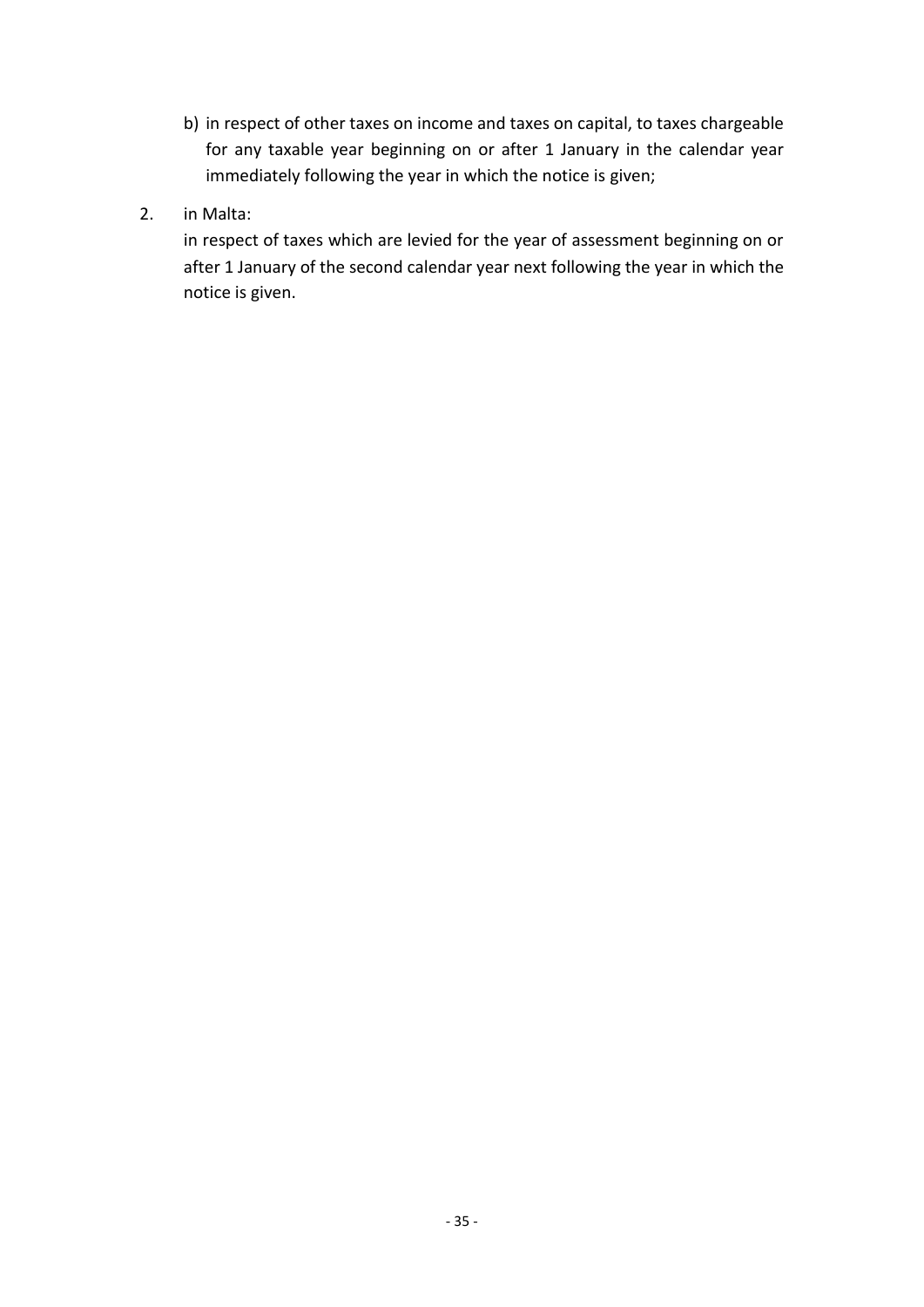b) in respect of other taxes on income and taxes on capital, to taxes chargeable for any taxable year beginning on or after 1 January in the calendar year immediately following the year in which the notice is given;

2. in Malta:

   in respect of taxes which are levied for the year of assessment beginning on or after 1 January of the second calendar year next following the year in which the notice is given.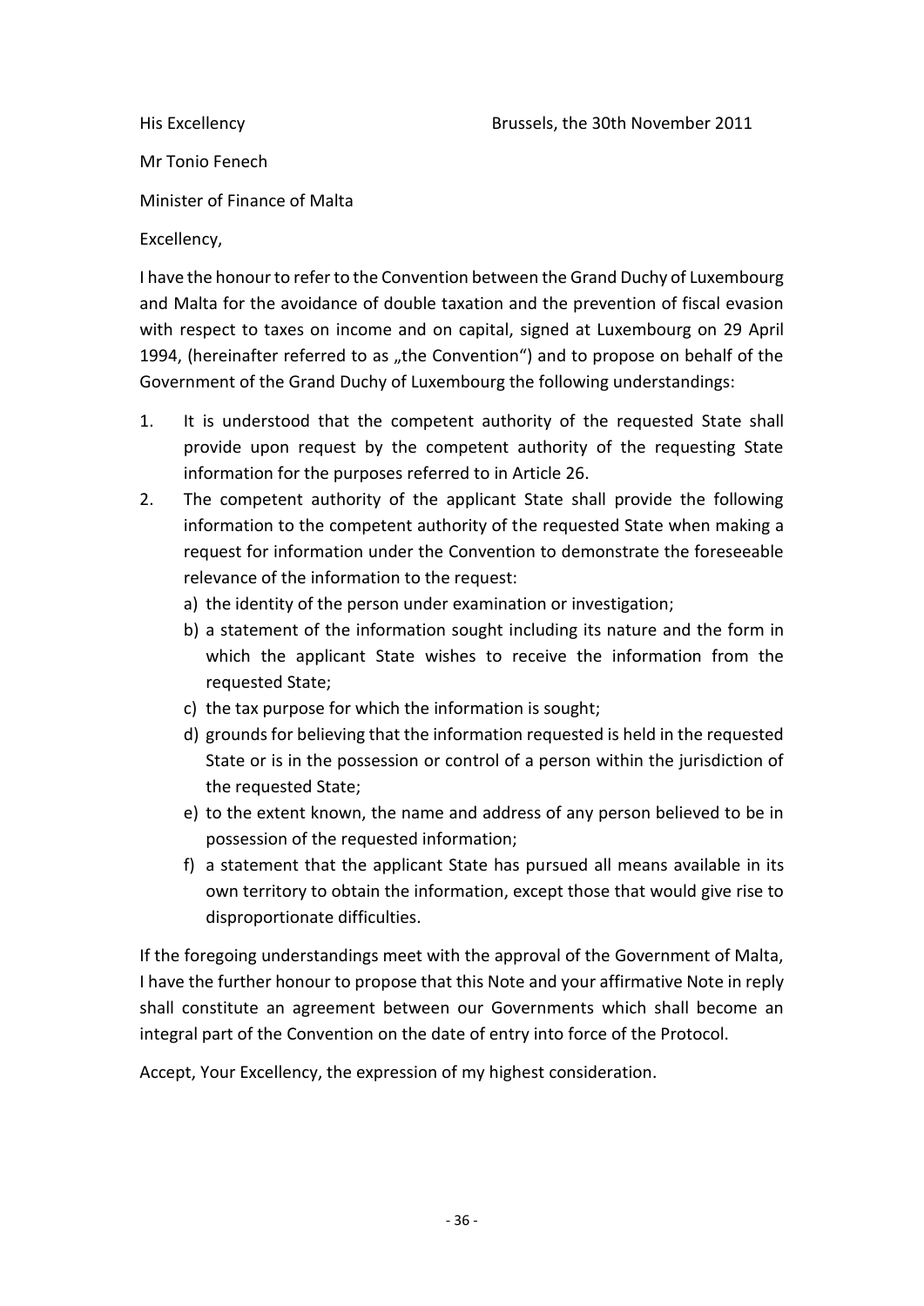His Excellency

Brussels, the 30th November 2011

Mr Tonio Fenech

Minister of Finance of Malta

Excellency,

I have the honour to refer to the Convention between the Grand Duchy of Luxembourg and Malta for the avoidance of double taxation and the prevention of fiscal evasion with respect to taxes on income and on capital, signed at Luxembourg on 29 April 1994, (hereinafter referred to as „the Convention“) and to propose on behalf of the Government of the Grand Duchy of Luxembourg the following understandings:

1. It is understood that the competent authority of the requested State shall provide upon request by the competent authority of the requesting State information for the purposes referred to in Article 26.
2. The competent authority of the applicant State shall provide the following information to the competent authority of the requested State when making a request for information under the Convention to demonstrate the foreseeable relevance of the information to the request:
   a) the identity of the person under examination or investigation;
   b) a statement of the information sought including its nature and the form in which the applicant State wishes to receive the information from the requested State;
   c) the tax purpose for which the information is sought;
   d) grounds for believing that the information requested is held in the requested State or is in the possession or control of a person within the jurisdiction of the requested State;
   e) to the extent known, the name and address of any person believed to be in possession of the requested information;
   f) a statement that the applicant State has pursued all means available in its own territory to obtain the information, except those that would give rise to disproportionate difficulties.

If the foregoing understandings meet with the approval of the Government of Malta, I have the further honour to propose that this Note and your affirmative Note in reply shall constitute an agreement between our Governments which shall become an integral part of the Convention on the date of entry into force of the Protocol.

Accept, Your Excellency, the expression of my highest consideration.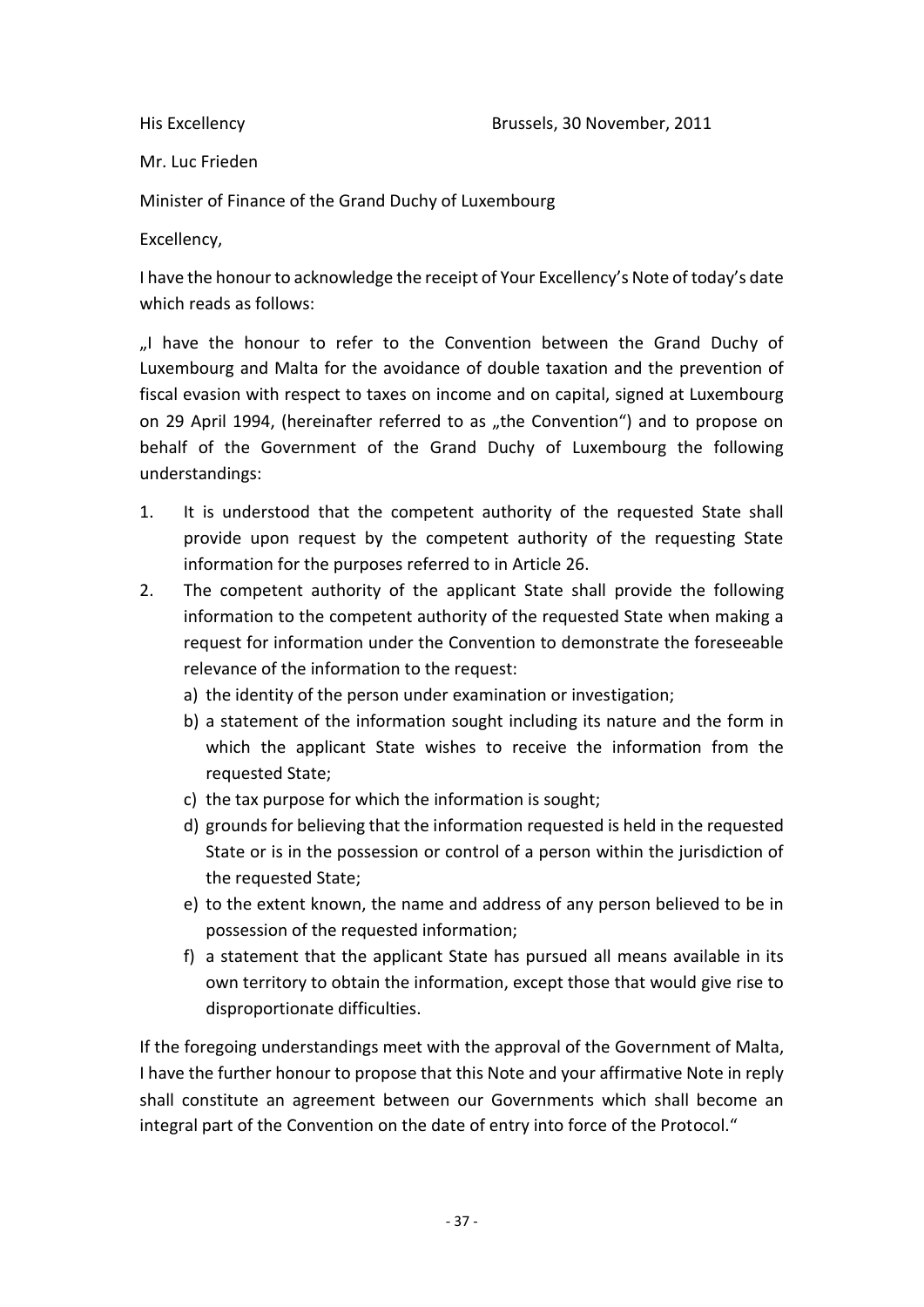His Excellency

Brussels, 30 November, 2011

Mr. Luc Frieden

Minister of Finance of the Grand Duchy of Luxembourg

Excellency,

I have the honour to acknowledge the receipt of Your Excellency's Note of today's date which reads as follows:

„I have the honour to refer to the Convention between the Grand Duchy of Luxembourg and Malta for the avoidance of double taxation and the prevention of fiscal evasion with respect to taxes on income and on capital, signed at Luxembourg on 29 April 1994, (hereinafter referred to as „the Convention") and to propose on behalf of the Government of the Grand Duchy of Luxembourg the following understandings:

1. It is understood that the competent authority of the requested State shall provide upon request by the competent authority of the requesting State information for the purposes referred to in Article 26.
2. The competent authority of the applicant State shall provide the following information to the competent authority of the requested State when making a request for information under the Convention to demonstrate the foreseeable relevance of the information to the request:
   a) the identity of the person under examination or investigation;
   b) a statement of the information sought including its nature and the form in which the applicant State wishes to receive the information from the requested State;
   c) the tax purpose for which the information is sought;
   d) grounds for believing that the information requested is held in the requested State or is in the possession or control of a person within the jurisdiction of the requested State;
   e) to the extent known, the name and address of any person believed to be in possession of the requested information;
   f) a statement that the applicant State has pursued all means available in its own territory to obtain the information, except those that would give rise to disproportionate difficulties.

If the foregoing understandings meet with the approval of the Government of Malta, I have the further honour to propose that this Note and your affirmative Note in reply shall constitute an agreement between our Governments which shall become an integral part of the Convention on the date of entry into force of the Protocol."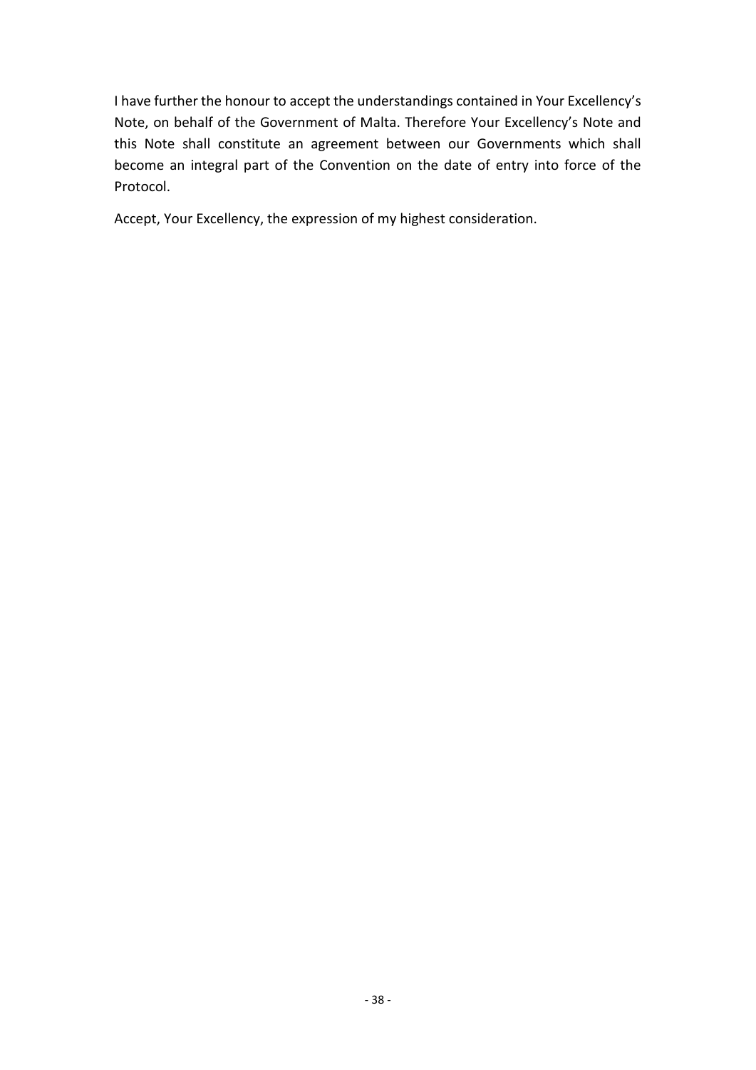I have further the honour to accept the understandings contained in Your Excellency's Note, on behalf of the Government of Malta. Therefore Your Excellency's Note and this Note shall constitute an agreement between our Governments which shall become an integral part of the Convention on the date of entry into force of the Protocol.

Accept, Your Excellency, the expression of my highest consideration.